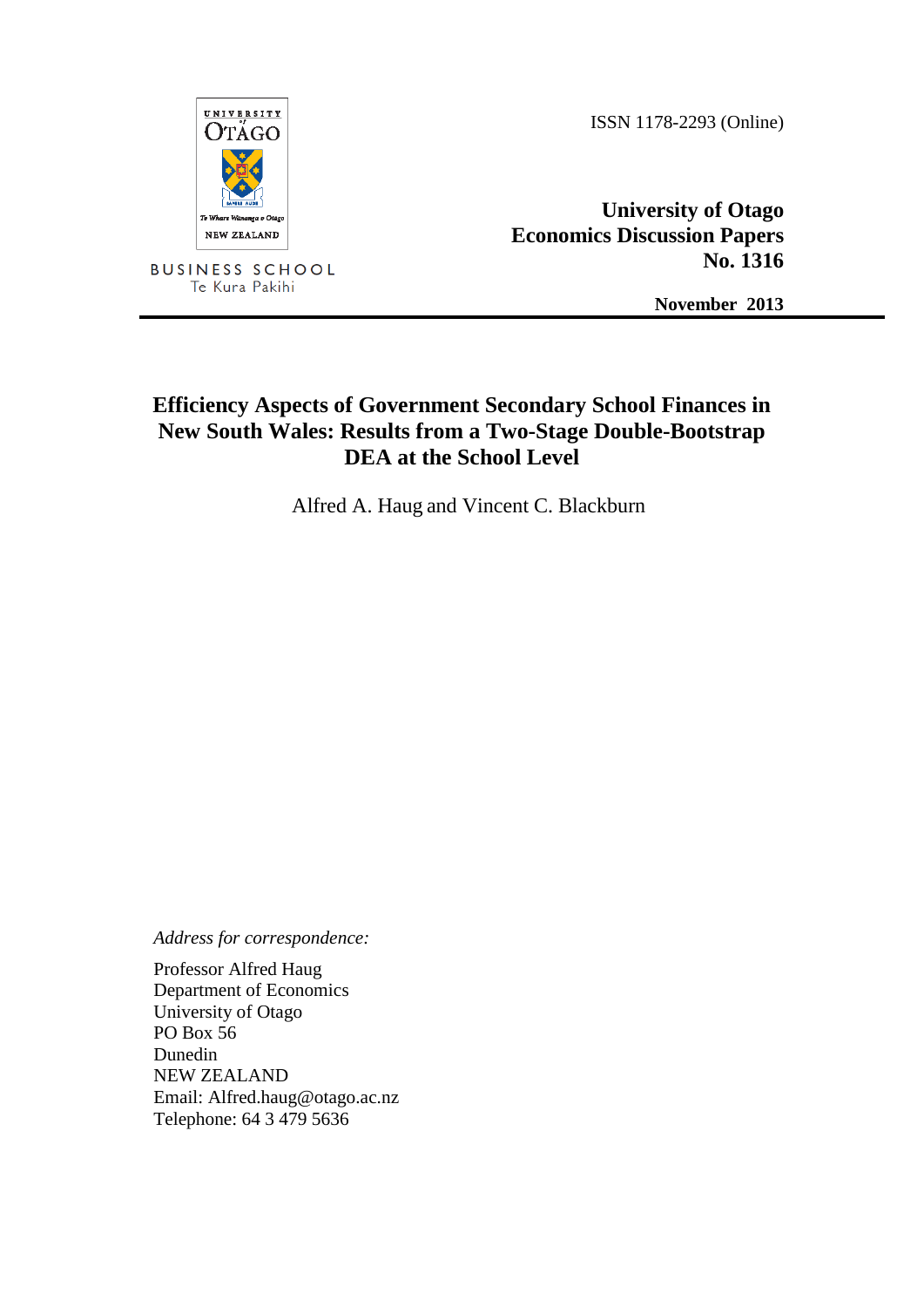ISSN 1178-2293 (Online)

**University of Otago**
**Economics Discussion Papers**
**No. 1316**

**November 2013**

---

# Efficiency Aspects of Government Secondary School Finances in New South Wales: Results from a Two-Stage Double-Bootstrap DEA at the School Level

Alfred A. Haug and Vincent C. Blackburn

*Address for correspondence:*

Professor Alfred Haug
Department of Economics
University of Otago
PO Box 56
Dunedin
NEW ZEALAND
Email: Alfred.haug@otago.ac.nz
Telephone: 64 3 479 5636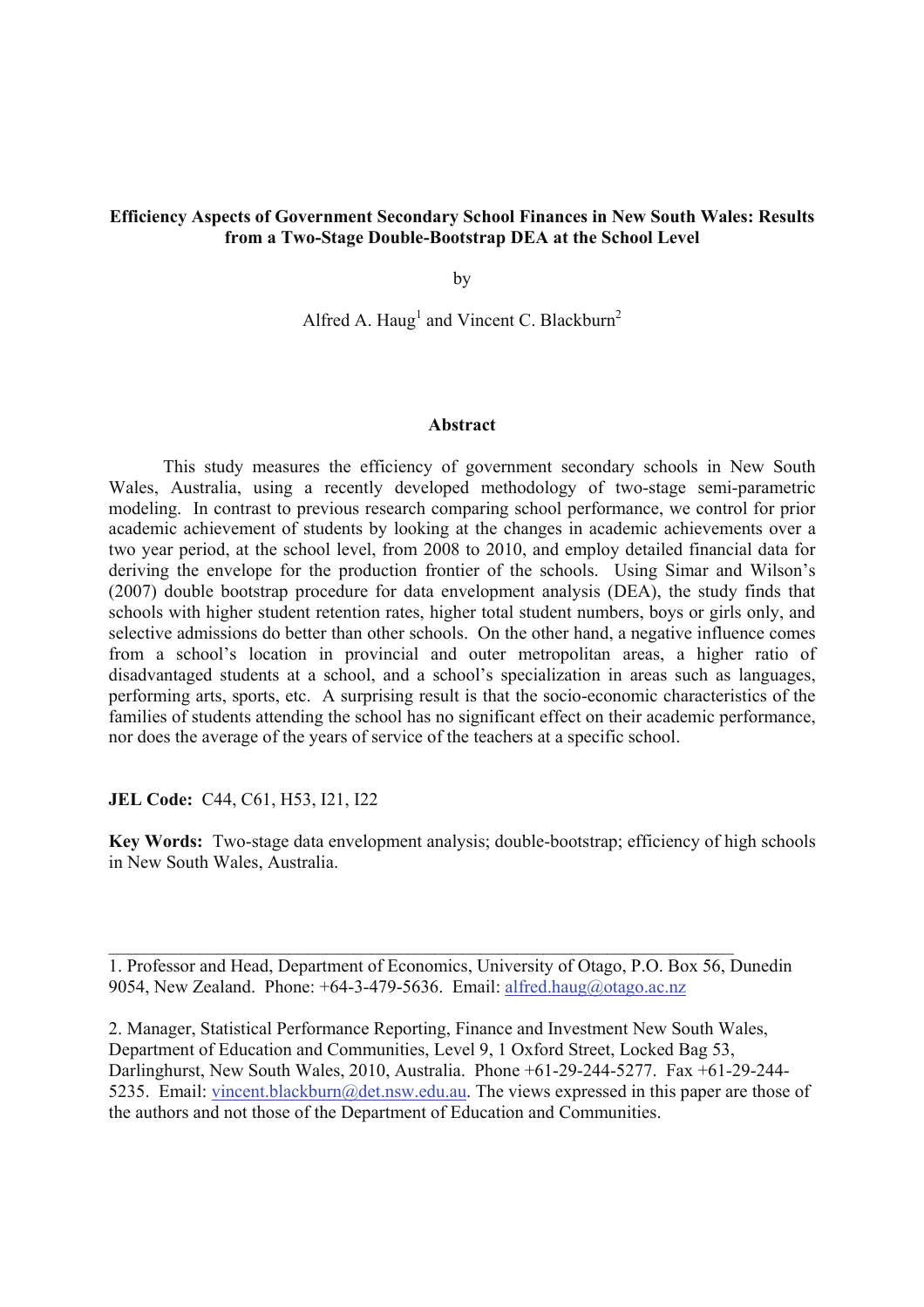**Efficiency Aspects of Government Secondary School Finances in New South Wales: Results from a Two-Stage Double-Bootstrap DEA at the School Level**

by

Alfred A. Haug[1] and Vincent C. Blackburn[2]

## Abstract

This study measures the efficiency of government secondary schools in New South Wales, Australia, using a recently developed methodology of two-stage semi-parametric modeling. In contrast to previous research comparing school performance, we control for prior academic achievement of students by looking at the changes in academic achievements over a two year period, at the school level, from 2008 to 2010, and employ detailed financial data for deriving the envelope for the production frontier of the schools. Using Simar and Wilson's (2007) double bootstrap procedure for data envelopment analysis (DEA), the study finds that schools with higher student retention rates, higher total student numbers, boys or girls only, and selective admissions do better than other schools. On the other hand, a negative influence comes from a school's location in provincial and outer metropolitan areas, a higher ratio of disadvantaged students at a school, and a school's specialization in areas such as languages, performing arts, sports, etc. A surprising result is that the socio-economic characteristics of the families of students attending the school has no significant effect on their academic performance, nor does the average of the years of service of the teachers at a specific school.

**JEL Code:** C44, C61, H53, I21, I22

**Key Words:** Two-stage data envelopment analysis; double-bootstrap; efficiency of high schools in New South Wales, Australia.

---

1. Professor and Head, Department of Economics, University of Otago, P.O. Box 56, Dunedin 9054, New Zealand. Phone: +64-3-479-5636. Email: alfred.haug@otago.ac.nz

2. Manager, Statistical Performance Reporting, Finance and Investment New South Wales, Department of Education and Communities, Level 9, 1 Oxford Street, Locked Bag 53, Darlinghurst, New South Wales, 2010, Australia. Phone +61-29-244-5277. Fax +61-29-244-5235. Email: vincent.blackburn@det.nsw.edu.au. The views expressed in this paper are those of the authors and not those of the Department of Education and Communities.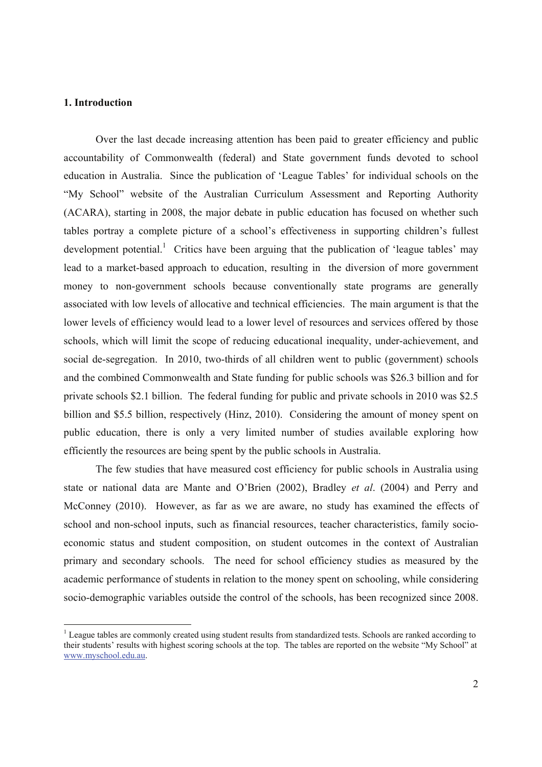## 1. Introduction

Over the last decade increasing attention has been paid to greater efficiency and public accountability of Commonwealth (federal) and State government funds devoted to school education in Australia. Since the publication of 'League Tables' for individual schools on the "My School" website of the Australian Curriculum Assessment and Reporting Authority (ACARA), starting in 2008, the major debate in public education has focused on whether such tables portray a complete picture of a school's effectiveness in supporting children's fullest development potential.[1] Critics have been arguing that the publication of 'league tables' may lead to a market-based approach to education, resulting in the diversion of more government money to non-government schools because conventionally state programs are generally associated with low levels of allocative and technical efficiencies. The main argument is that the lower levels of efficiency would lead to a lower level of resources and services offered by those schools, which will limit the scope of reducing educational inequality, under-achievement, and social de-segregation. In 2010, two-thirds of all children went to public (government) schools and the combined Commonwealth and State funding for public schools was $26.3 billion and for private schools $2.1 billion. The federal funding for public and private schools in 2010 was $2.5 billion and $5.5 billion, respectively (Hinz, 2010). Considering the amount of money spent on public education, there is only a very limited number of studies available exploring how efficiently the resources are being spent by the public schools in Australia.

The few studies that have measured cost efficiency for public schools in Australia using state or national data are Mante and O'Brien (2002), Bradley *et al*. (2004) and Perry and McConney (2010). However, as far as we are aware, no study has examined the effects of school and non-school inputs, such as financial resources, teacher characteristics, family socio-economic status and student composition, on student outcomes in the context of Australian primary and secondary schools. The need for school efficiency studies as measured by the academic performance of students in relation to the money spent on schooling, while considering socio-demographic variables outside the control of the schools, has been recognized since 2008.

[1] League tables are commonly created using student results from standardized tests. Schools are ranked according to their students' results with highest scoring schools at the top. The tables are reported on the website "My School" at www.myschool.edu.au.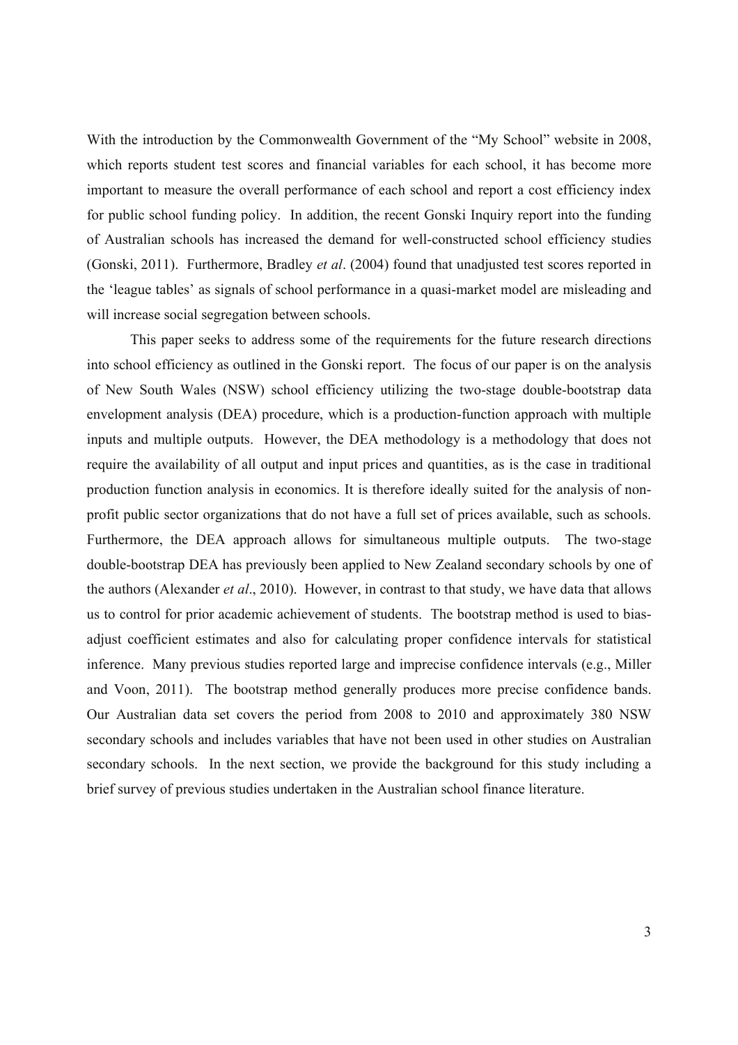With the introduction by the Commonwealth Government of the "My School" website in 2008, which reports student test scores and financial variables for each school, it has become more important to measure the overall performance of each school and report a cost efficiency index for public school funding policy. In addition, the recent Gonski Inquiry report into the funding of Australian schools has increased the demand for well-constructed school efficiency studies (Gonski, 2011). Furthermore, Bradley *et al*. (2004) found that unadjusted test scores reported in the 'league tables' as signals of school performance in a quasi-market model are misleading and will increase social segregation between schools.

This paper seeks to address some of the requirements for the future research directions into school efficiency as outlined in the Gonski report. The focus of our paper is on the analysis of New South Wales (NSW) school efficiency utilizing the two-stage double-bootstrap data envelopment analysis (DEA) procedure, which is a production-function approach with multiple inputs and multiple outputs. However, the DEA methodology is a methodology that does not require the availability of all output and input prices and quantities, as is the case in traditional production function analysis in economics. It is therefore ideally suited for the analysis of non-profit public sector organizations that do not have a full set of prices available, such as schools. Furthermore, the DEA approach allows for simultaneous multiple outputs. The two-stage double-bootstrap DEA has previously been applied to New Zealand secondary schools by one of the authors (Alexander *et al*., 2010). However, in contrast to that study, we have data that allows us to control for prior academic achievement of students. The bootstrap method is used to bias-adjust coefficient estimates and also for calculating proper confidence intervals for statistical inference. Many previous studies reported large and imprecise confidence intervals (e.g., Miller and Voon, 2011). The bootstrap method generally produces more precise confidence bands. Our Australian data set covers the period from 2008 to 2010 and approximately 380 NSW secondary schools and includes variables that have not been used in other studies on Australian secondary schools. In the next section, we provide the background for this study including a brief survey of previous studies undertaken in the Australian school finance literature.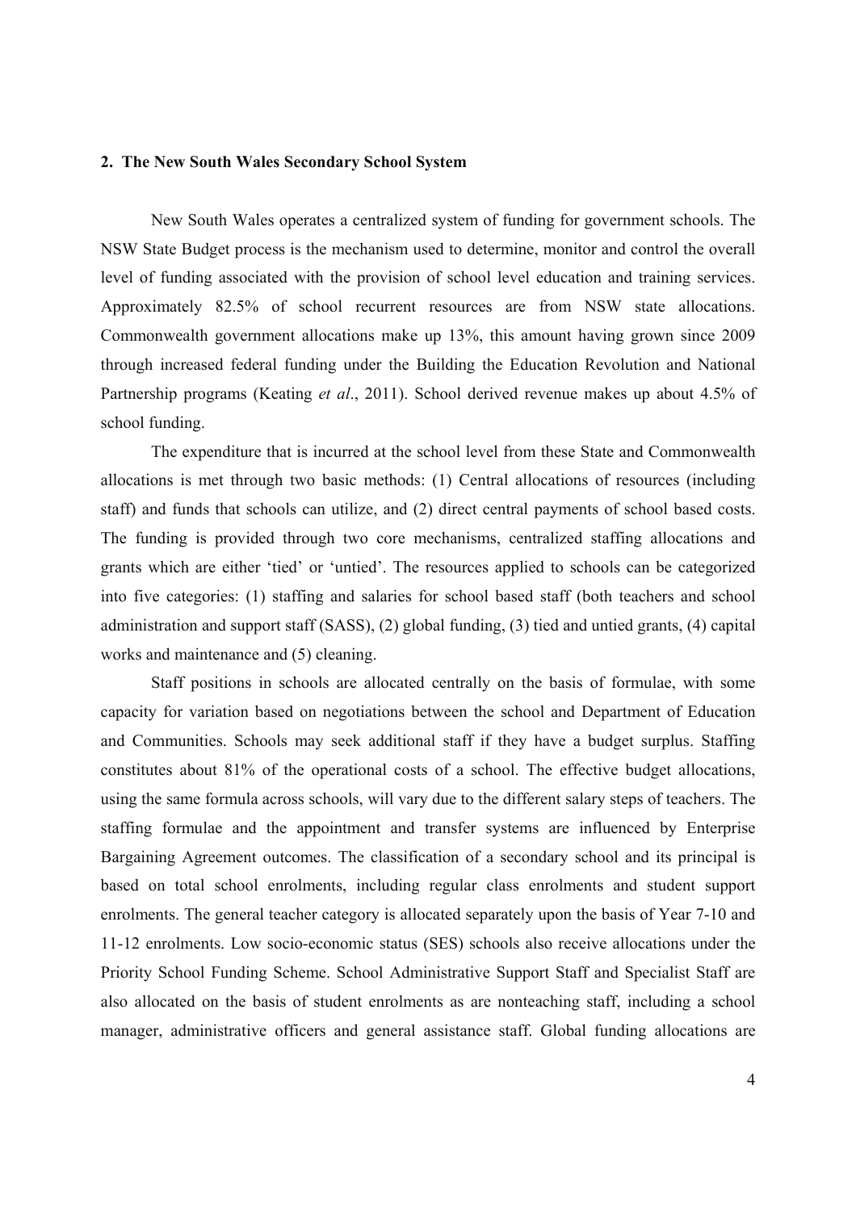## 2. The New South Wales Secondary School System

New South Wales operates a centralized system of funding for government schools. The NSW State Budget process is the mechanism used to determine, monitor and control the overall level of funding associated with the provision of school level education and training services. Approximately 82.5% of school recurrent resources are from NSW state allocations. Commonwealth government allocations make up 13%, this amount having grown since 2009 through increased federal funding under the Building the Education Revolution and National Partnership programs (Keating *et al*., 2011). School derived revenue makes up about 4.5% of school funding.

The expenditure that is incurred at the school level from these State and Commonwealth allocations is met through two basic methods: (1) Central allocations of resources (including staff) and funds that schools can utilize, and (2) direct central payments of school based costs. The funding is provided through two core mechanisms, centralized staffing allocations and grants which are either 'tied' or 'untied'. The resources applied to schools can be categorized into five categories: (1) staffing and salaries for school based staff (both teachers and school administration and support staff (SASS), (2) global funding, (3) tied and untied grants, (4) capital works and maintenance and (5) cleaning.

Staff positions in schools are allocated centrally on the basis of formulae, with some capacity for variation based on negotiations between the school and Department of Education and Communities. Schools may seek additional staff if they have a budget surplus. Staffing constitutes about 81% of the operational costs of a school. The effective budget allocations, using the same formula across schools, will vary due to the different salary steps of teachers. The staffing formulae and the appointment and transfer systems are influenced by Enterprise Bargaining Agreement outcomes. The classification of a secondary school and its principal is based on total school enrolments, including regular class enrolments and student support enrolments. The general teacher category is allocated separately upon the basis of Year 7-10 and 11-12 enrolments. Low socio-economic status (SES) schools also receive allocations under the Priority School Funding Scheme. School Administrative Support Staff and Specialist Staff are also allocated on the basis of student enrolments as are nonteaching staff, including a school manager, administrative officers and general assistance staff. Global funding allocations are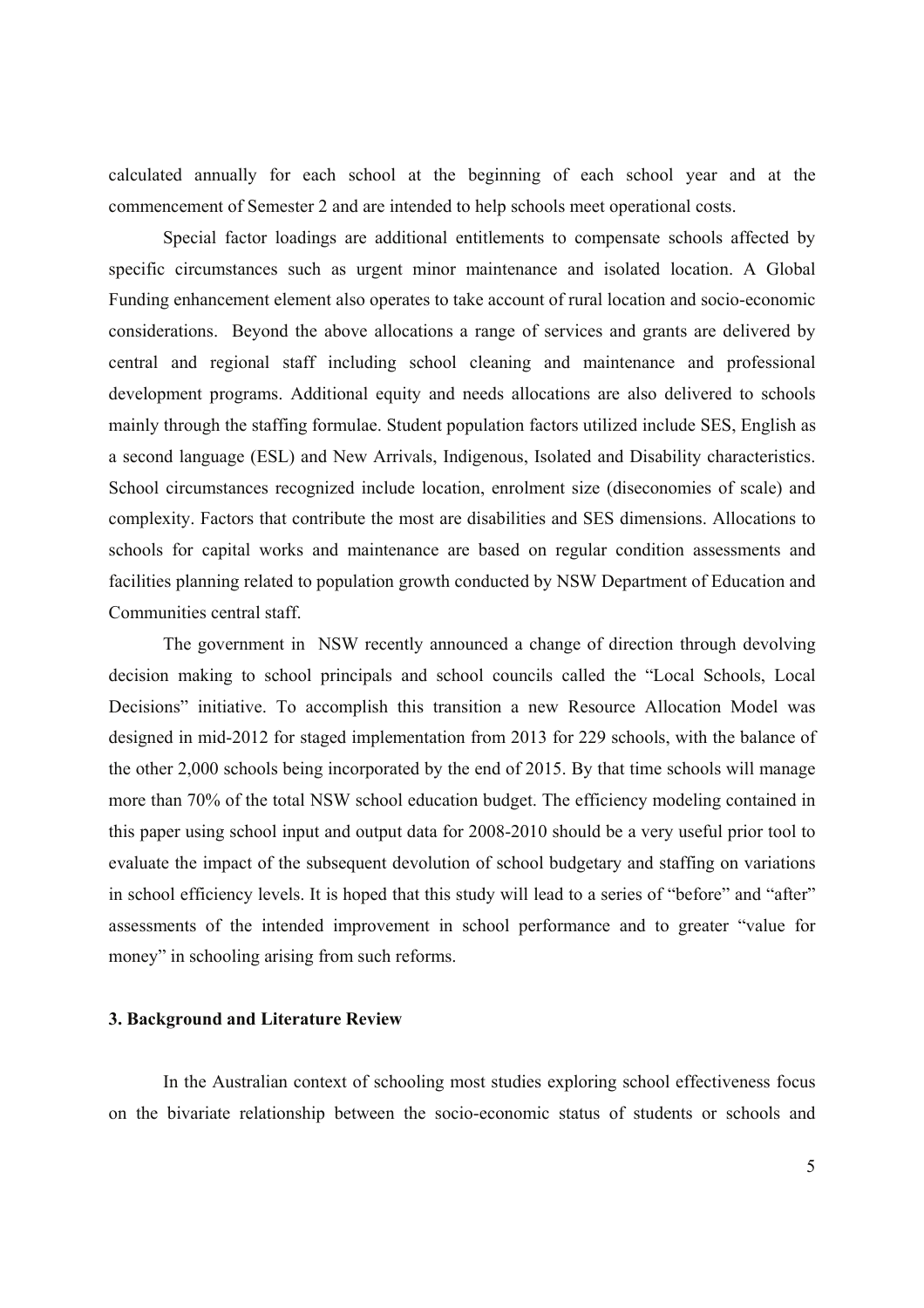calculated annually for each school at the beginning of each school year and at the commencement of Semester 2 and are intended to help schools meet operational costs.

Special factor loadings are additional entitlements to compensate schools affected by specific circumstances such as urgent minor maintenance and isolated location. A Global Funding enhancement element also operates to take account of rural location and socio-economic considerations. Beyond the above allocations a range of services and grants are delivered by central and regional staff including school cleaning and maintenance and professional development programs. Additional equity and needs allocations are also delivered to schools mainly through the staffing formulae. Student population factors utilized include SES, English as a second language (ESL) and New Arrivals, Indigenous, Isolated and Disability characteristics. School circumstances recognized include location, enrolment size (diseconomies of scale) and complexity. Factors that contribute the most are disabilities and SES dimensions. Allocations to schools for capital works and maintenance are based on regular condition assessments and facilities planning related to population growth conducted by NSW Department of Education and Communities central staff.

The government in NSW recently announced a change of direction through devolving decision making to school principals and school councils called the "Local Schools, Local Decisions" initiative. To accomplish this transition a new Resource Allocation Model was designed in mid-2012 for staged implementation from 2013 for 229 schools, with the balance of the other 2,000 schools being incorporated by the end of 2015. By that time schools will manage more than 70% of the total NSW school education budget. The efficiency modeling contained in this paper using school input and output data for 2008-2010 should be a very useful prior tool to evaluate the impact of the subsequent devolution of school budgetary and staffing on variations in school efficiency levels. It is hoped that this study will lead to a series of "before" and "after" assessments of the intended improvement in school performance and to greater "value for money" in schooling arising from such reforms.

### 3. Background and Literature Review

In the Australian context of schooling most studies exploring school effectiveness focus on the bivariate relationship between the socio-economic status of students or schools and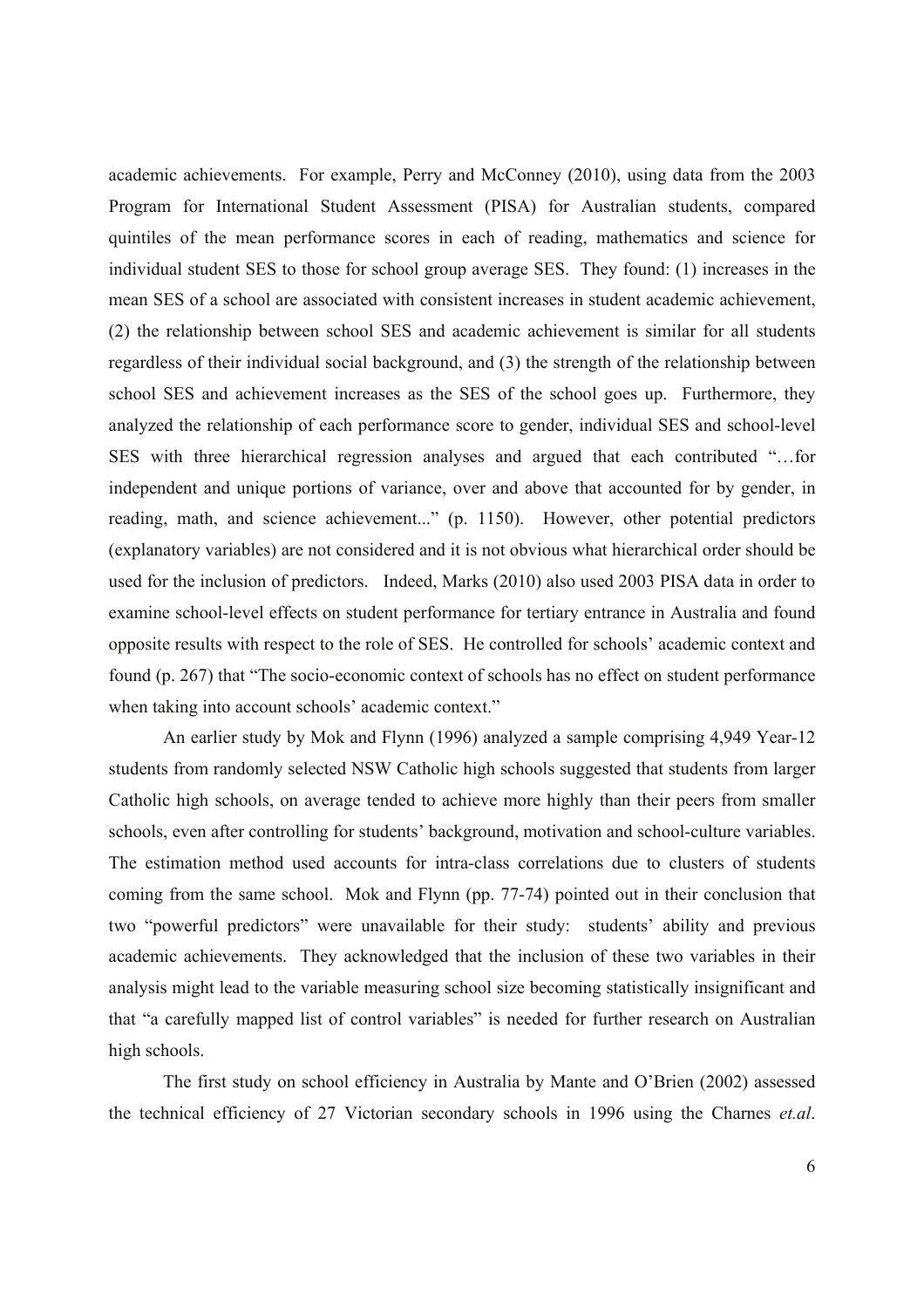academic achievements. For example, Perry and McConney (2010), using data from the 2003 Program for International Student Assessment (PISA) for Australian students, compared quintiles of the mean performance scores in each of reading, mathematics and science for individual student SES to those for school group average SES. They found: (1) increases in the mean SES of a school are associated with consistent increases in student academic achievement, (2) the relationship between school SES and academic achievement is similar for all students regardless of their individual social background, and (3) the strength of the relationship between school SES and achievement increases as the SES of the school goes up. Furthermore, they analyzed the relationship of each performance score to gender, individual SES and school-level SES with three hierarchical regression analyses and argued that each contributed "…for independent and unique portions of variance, over and above that accounted for by gender, in reading, math, and science achievement..." (p. 1150). However, other potential predictors (explanatory variables) are not considered and it is not obvious what hierarchical order should be used for the inclusion of predictors. Indeed, Marks (2010) also used 2003 PISA data in order to examine school-level effects on student performance for tertiary entrance in Australia and found opposite results with respect to the role of SES. He controlled for schools' academic context and found (p. 267) that "The socio-economic context of schools has no effect on student performance when taking into account schools' academic context."

An earlier study by Mok and Flynn (1996) analyzed a sample comprising 4,949 Year-12 students from randomly selected NSW Catholic high schools suggested that students from larger Catholic high schools, on average tended to achieve more highly than their peers from smaller schools, even after controlling for students' background, motivation and school-culture variables. The estimation method used accounts for intra-class correlations due to clusters of students coming from the same school. Mok and Flynn (pp. 77-74) pointed out in their conclusion that two "powerful predictors" were unavailable for their study: students' ability and previous academic achievements. They acknowledged that the inclusion of these two variables in their analysis might lead to the variable measuring school size becoming statistically insignificant and that "a carefully mapped list of control variables" is needed for further research on Australian high schools.

The first study on school efficiency in Australia by Mante and O'Brien (2002) assessed the technical efficiency of 27 Victorian secondary schools in 1996 using the Charnes *et.al*.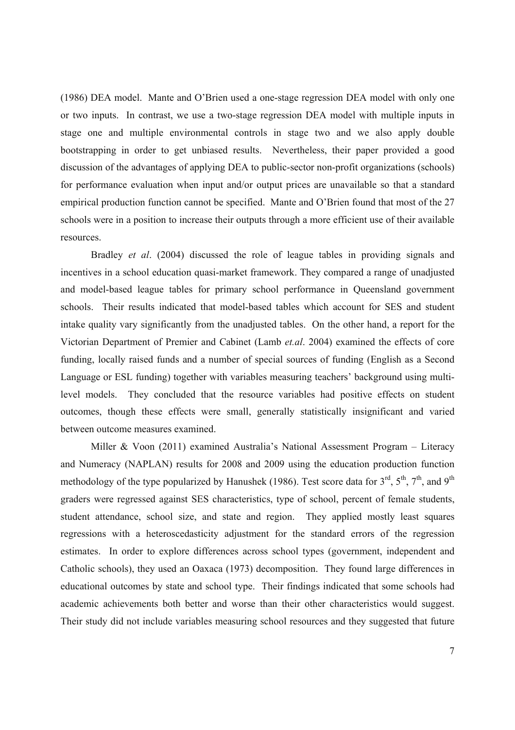(1986) DEA model. Mante and O'Brien used a one-stage regression DEA model with only one or two inputs. In contrast, we use a two-stage regression DEA model with multiple inputs in stage one and multiple environmental controls in stage two and we also apply double bootstrapping in order to get unbiased results. Nevertheless, their paper provided a good discussion of the advantages of applying DEA to public-sector non-profit organizations (schools) for performance evaluation when input and/or output prices are unavailable so that a standard empirical production function cannot be specified. Mante and O'Brien found that most of the 27 schools were in a position to increase their outputs through a more efficient use of their available resources.

Bradley *et al*. (2004) discussed the role of league tables in providing signals and incentives in a school education quasi-market framework. They compared a range of unadjusted and model-based league tables for primary school performance in Queensland government schools. Their results indicated that model-based tables which account for SES and student intake quality vary significantly from the unadjusted tables. On the other hand, a report for the Victorian Department of Premier and Cabinet (Lamb *et.al*. 2004) examined the effects of core funding, locally raised funds and a number of special sources of funding (English as a Second Language or ESL funding) together with variables measuring teachers' background using multi-level models. They concluded that the resource variables had positive effects on student outcomes, though these effects were small, generally statistically insignificant and varied between outcome measures examined.

Miller & Voon (2011) examined Australia's National Assessment Program – Literacy and Numeracy (NAPLAN) results for 2008 and 2009 using the education production function methodology of the type popularized by Hanushek (1986). Test score data for 3rd, 5th, 7th, and 9th graders were regressed against SES characteristics, type of school, percent of female students, student attendance, school size, and state and region. They applied mostly least squares regressions with a heteroscedasticity adjustment for the standard errors of the regression estimates. In order to explore differences across school types (government, independent and Catholic schools), they used an Oaxaca (1973) decomposition. They found large differences in educational outcomes by state and school type. Their findings indicated that some schools had academic achievements both better and worse than their other characteristics would suggest. Their study did not include variables measuring school resources and they suggested that future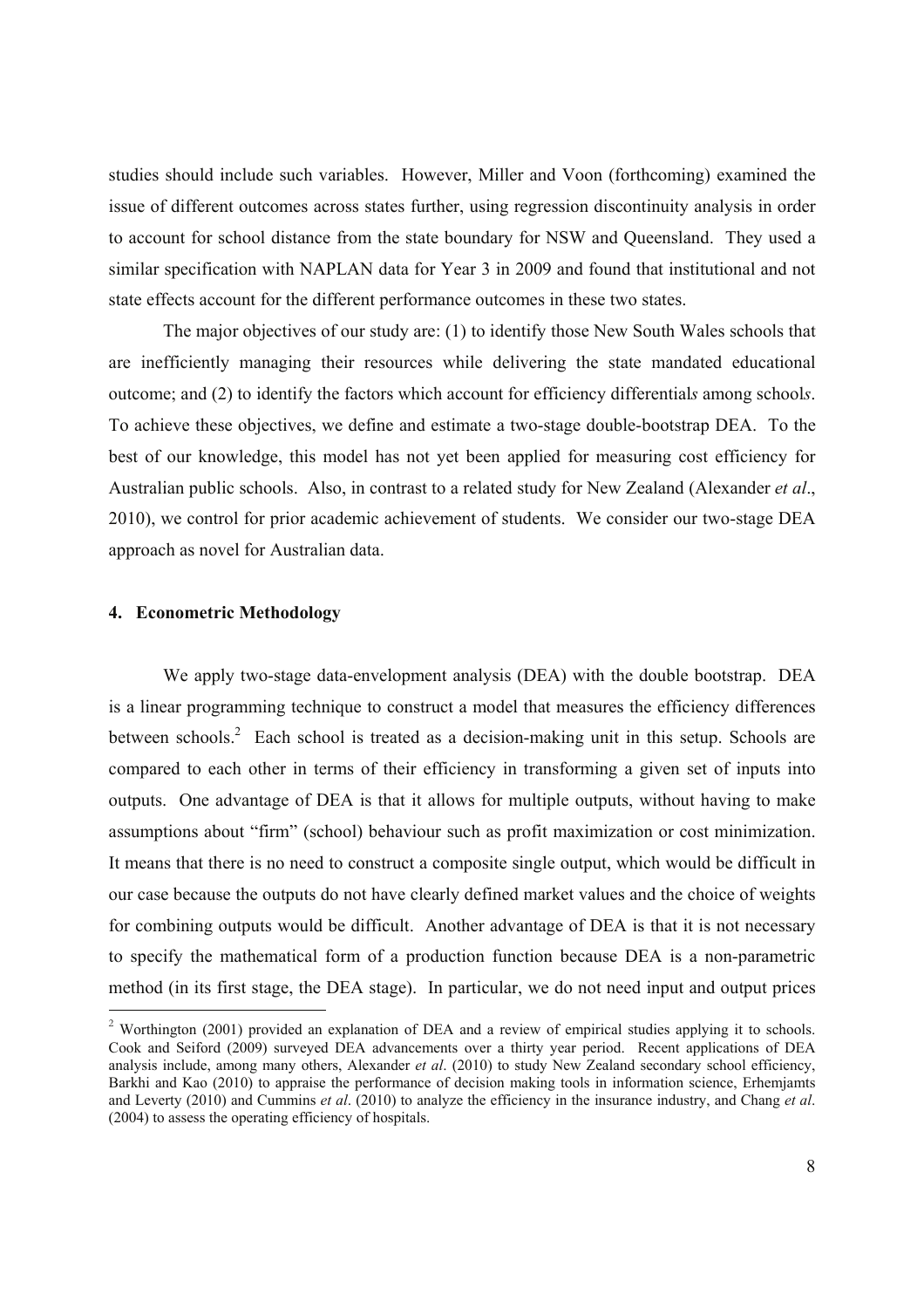studies should include such variables. However, Miller and Voon (forthcoming) examined the issue of different outcomes across states further, using regression discontinuity analysis in order to account for school distance from the state boundary for NSW and Queensland. They used a similar specification with NAPLAN data for Year 3 in 2009 and found that institutional and not state effects account for the different performance outcomes in these two states.

The major objectives of our study are: (1) to identify those New South Wales schools that are inefficiently managing their resources while delivering the state mandated educational outcome; and (2) to identify the factors which account for efficiency differential*s* among school*s*. To achieve these objectives, we define and estimate a two-stage double-bootstrap DEA. To the best of our knowledge, this model has not yet been applied for measuring cost efficiency for Australian public schools. Also, in contrast to a related study for New Zealand (Alexander *et al*., 2010), we control for prior academic achievement of students. We consider our two-stage DEA approach as novel for Australian data.

## 4. Econometric Methodology

We apply two-stage data-envelopment analysis (DEA) with the double bootstrap. DEA is a linear programming technique to construct a model that measures the efficiency differences between schools.[2] Each school is treated as a decision-making unit in this setup. Schools are compared to each other in terms of their efficiency in transforming a given set of inputs into outputs. One advantage of DEA is that it allows for multiple outputs, without having to make assumptions about "firm" (school) behaviour such as profit maximization or cost minimization. It means that there is no need to construct a composite single output, which would be difficult in our case because the outputs do not have clearly defined market values and the choice of weights for combining outputs would be difficult. Another advantage of DEA is that it is not necessary to specify the mathematical form of a production function because DEA is a non-parametric method (in its first stage, the DEA stage). In particular, we do not need input and output prices

[2] Worthington (2001) provided an explanation of DEA and a review of empirical studies applying it to schools. Cook and Seiford (2009) surveyed DEA advancements over a thirty year period. Recent applications of DEA analysis include, among many others, Alexander *et al*. (2010) to study New Zealand secondary school efficiency, Barkhi and Kao (2010) to appraise the performance of decision making tools in information science, Erhemjamts and Leverty (2010) and Cummins *et al*. (2010) to analyze the efficiency in the insurance industry, and Chang *et al*. (2004) to assess the operating efficiency of hospitals.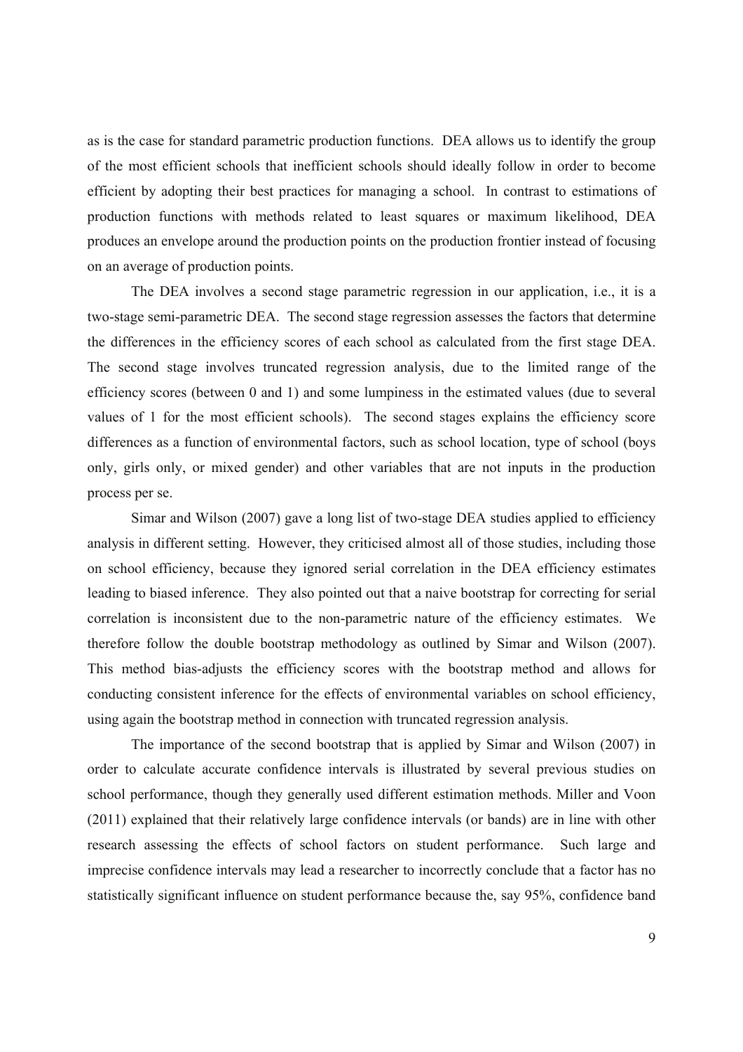as is the case for standard parametric production functions. DEA allows us to identify the group of the most efficient schools that inefficient schools should ideally follow in order to become efficient by adopting their best practices for managing a school. In contrast to estimations of production functions with methods related to least squares or maximum likelihood, DEA produces an envelope around the production points on the production frontier instead of focusing on an average of production points.

The DEA involves a second stage parametric regression in our application, i.e., it is a two-stage semi-parametric DEA. The second stage regression assesses the factors that determine the differences in the efficiency scores of each school as calculated from the first stage DEA. The second stage involves truncated regression analysis, due to the limited range of the efficiency scores (between 0 and 1) and some lumpiness in the estimated values (due to several values of 1 for the most efficient schools). The second stages explains the efficiency score differences as a function of environmental factors, such as school location, type of school (boys only, girls only, or mixed gender) and other variables that are not inputs in the production process per se.

Simar and Wilson (2007) gave a long list of two-stage DEA studies applied to efficiency analysis in different setting. However, they criticised almost all of those studies, including those on school efficiency, because they ignored serial correlation in the DEA efficiency estimates leading to biased inference. They also pointed out that a naive bootstrap for correcting for serial correlation is inconsistent due to the non-parametric nature of the efficiency estimates. We therefore follow the double bootstrap methodology as outlined by Simar and Wilson (2007). This method bias-adjusts the efficiency scores with the bootstrap method and allows for conducting consistent inference for the effects of environmental variables on school efficiency, using again the bootstrap method in connection with truncated regression analysis.

The importance of the second bootstrap that is applied by Simar and Wilson (2007) in order to calculate accurate confidence intervals is illustrated by several previous studies on school performance, though they generally used different estimation methods. Miller and Voon (2011) explained that their relatively large confidence intervals (or bands) are in line with other research assessing the effects of school factors on student performance. Such large and imprecise confidence intervals may lead a researcher to incorrectly conclude that a factor has no statistically significant influence on student performance because the, say 95%, confidence band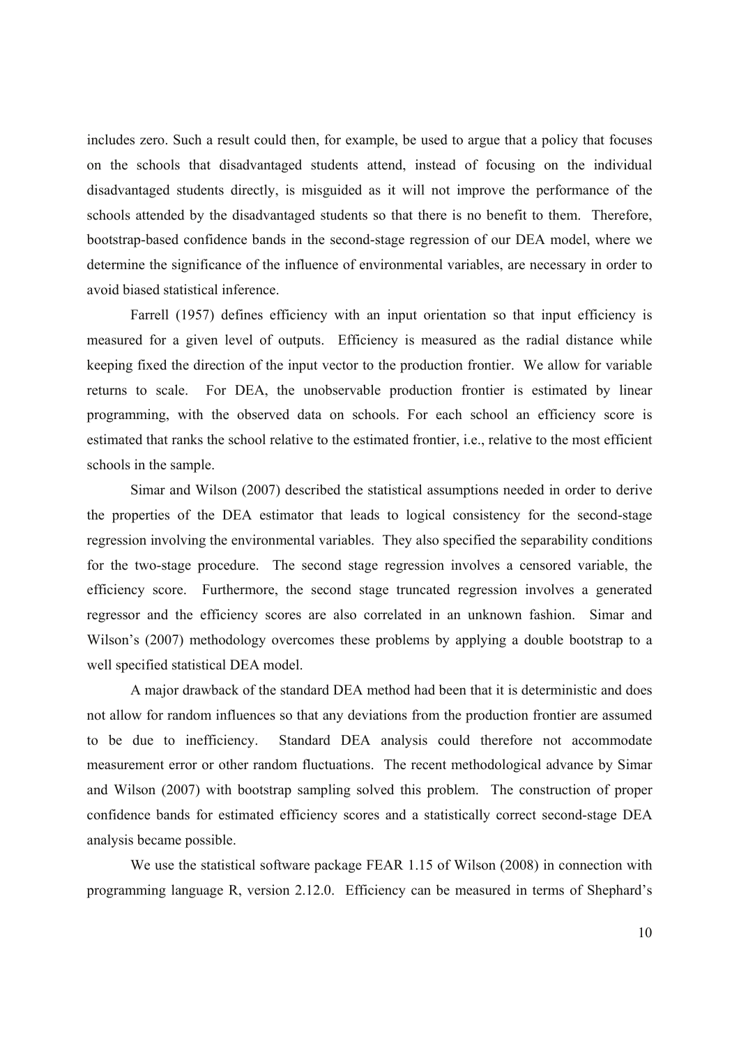includes zero. Such a result could then, for example, be used to argue that a policy that focuses on the schools that disadvantaged students attend, instead of focusing on the individual disadvantaged students directly, is misguided as it will not improve the performance of the schools attended by the disadvantaged students so that there is no benefit to them. Therefore, bootstrap-based confidence bands in the second-stage regression of our DEA model, where we determine the significance of the influence of environmental variables, are necessary in order to avoid biased statistical inference.

Farrell (1957) defines efficiency with an input orientation so that input efficiency is measured for a given level of outputs. Efficiency is measured as the radial distance while keeping fixed the direction of the input vector to the production frontier. We allow for variable returns to scale. For DEA, the unobservable production frontier is estimated by linear programming, with the observed data on schools. For each school an efficiency score is estimated that ranks the school relative to the estimated frontier, i.e., relative to the most efficient schools in the sample.

Simar and Wilson (2007) described the statistical assumptions needed in order to derive the properties of the DEA estimator that leads to logical consistency for the second-stage regression involving the environmental variables. They also specified the separability conditions for the two-stage procedure. The second stage regression involves a censored variable, the efficiency score. Furthermore, the second stage truncated regression involves a generated regressor and the efficiency scores are also correlated in an unknown fashion. Simar and Wilson's (2007) methodology overcomes these problems by applying a double bootstrap to a well specified statistical DEA model.

A major drawback of the standard DEA method had been that it is deterministic and does not allow for random influences so that any deviations from the production frontier are assumed to be due to inefficiency. Standard DEA analysis could therefore not accommodate measurement error or other random fluctuations. The recent methodological advance by Simar and Wilson (2007) with bootstrap sampling solved this problem. The construction of proper confidence bands for estimated efficiency scores and a statistically correct second-stage DEA analysis became possible.

We use the statistical software package FEAR 1.15 of Wilson (2008) in connection with programming language R, version 2.12.0. Efficiency can be measured in terms of Shephard's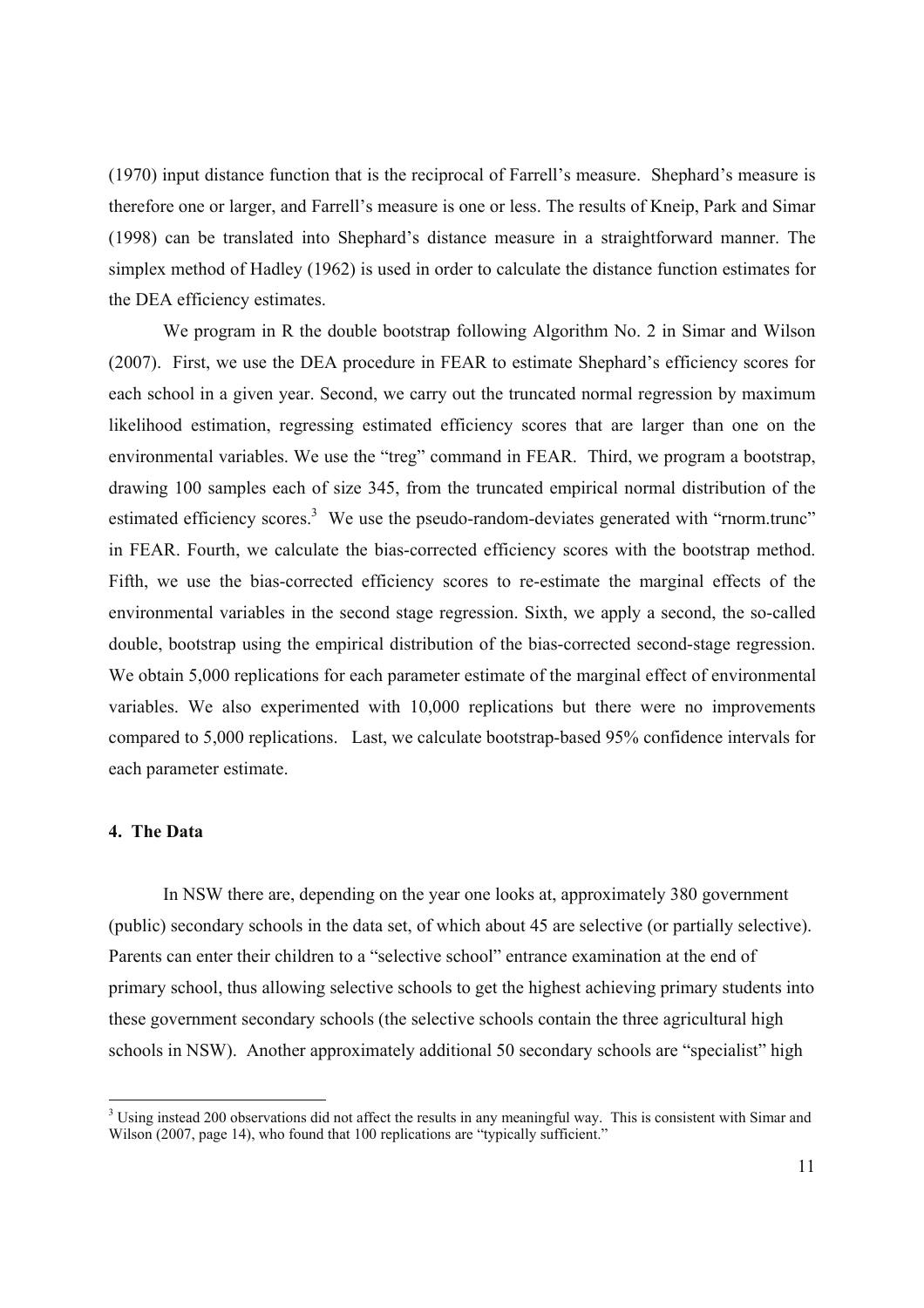(1970) input distance function that is the reciprocal of Farrell's measure. Shephard's measure is therefore one or larger, and Farrell's measure is one or less. The results of Kneip, Park and Simar (1998) can be translated into Shephard's distance measure in a straightforward manner. The simplex method of Hadley (1962) is used in order to calculate the distance function estimates for the DEA efficiency estimates.

We program in R the double bootstrap following Algorithm No. 2 in Simar and Wilson (2007). First, we use the DEA procedure in FEAR to estimate Shephard's efficiency scores for each school in a given year. Second, we carry out the truncated normal regression by maximum likelihood estimation, regressing estimated efficiency scores that are larger than one on the environmental variables. We use the "treg" command in FEAR. Third, we program a bootstrap, drawing 100 samples each of size 345, from the truncated empirical normal distribution of the estimated efficiency scores.[3] We use the pseudo-random-deviates generated with "rnorm.trunc" in FEAR. Fourth, we calculate the bias-corrected efficiency scores with the bootstrap method. Fifth, we use the bias-corrected efficiency scores to re-estimate the marginal effects of the environmental variables in the second stage regression. Sixth, we apply a second, the so-called double, bootstrap using the empirical distribution of the bias-corrected second-stage regression. We obtain 5,000 replications for each parameter estimate of the marginal effect of environmental variables. We also experimented with 10,000 replications but there were no improvements compared to 5,000 replications. Last, we calculate bootstrap-based 95% confidence intervals for each parameter estimate.

## 4. The Data

In NSW there are, depending on the year one looks at, approximately 380 government (public) secondary schools in the data set, of which about 45 are selective (or partially selective). Parents can enter their children to a "selective school" entrance examination at the end of primary school, thus allowing selective schools to get the highest achieving primary students into these government secondary schools (the selective schools contain the three agricultural high schools in NSW). Another approximately additional 50 secondary schools are "specialist" high

[3] Using instead 200 observations did not affect the results in any meaningful way. This is consistent with Simar and Wilson (2007, page 14), who found that 100 replications are "typically sufficient."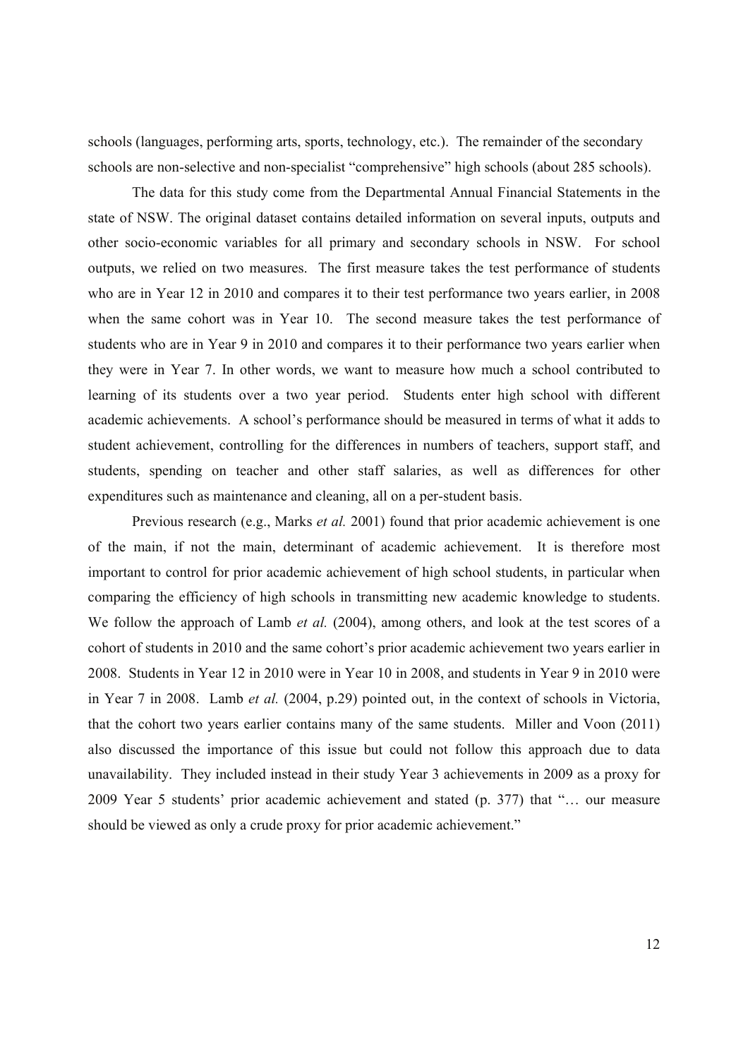schools (languages, performing arts, sports, technology, etc.). The remainder of the secondary schools are non-selective and non-specialist "comprehensive" high schools (about 285 schools).

The data for this study come from the Departmental Annual Financial Statements in the state of NSW. The original dataset contains detailed information on several inputs, outputs and other socio-economic variables for all primary and secondary schools in NSW. For school outputs, we relied on two measures. The first measure takes the test performance of students who are in Year 12 in 2010 and compares it to their test performance two years earlier, in 2008 when the same cohort was in Year 10. The second measure takes the test performance of students who are in Year 9 in 2010 and compares it to their performance two years earlier when they were in Year 7. In other words, we want to measure how much a school contributed to learning of its students over a two year period. Students enter high school with different academic achievements. A school's performance should be measured in terms of what it adds to student achievement, controlling for the differences in numbers of teachers, support staff, and students, spending on teacher and other staff salaries, as well as differences for other expenditures such as maintenance and cleaning, all on a per-student basis.

Previous research (e.g., Marks *et al.* 2001) found that prior academic achievement is one of the main, if not the main, determinant of academic achievement. It is therefore most important to control for prior academic achievement of high school students, in particular when comparing the efficiency of high schools in transmitting new academic knowledge to students. We follow the approach of Lamb *et al.* (2004), among others, and look at the test scores of a cohort of students in 2010 and the same cohort's prior academic achievement two years earlier in 2008. Students in Year 12 in 2010 were in Year 10 in 2008, and students in Year 9 in 2010 were in Year 7 in 2008. Lamb *et al.* (2004, p.29) pointed out, in the context of schools in Victoria, that the cohort two years earlier contains many of the same students. Miller and Voon (2011) also discussed the importance of this issue but could not follow this approach due to data unavailability. They included instead in their study Year 3 achievements in 2009 as a proxy for 2009 Year 5 students' prior academic achievement and stated (p. 377) that "… our measure should be viewed as only a crude proxy for prior academic achievement."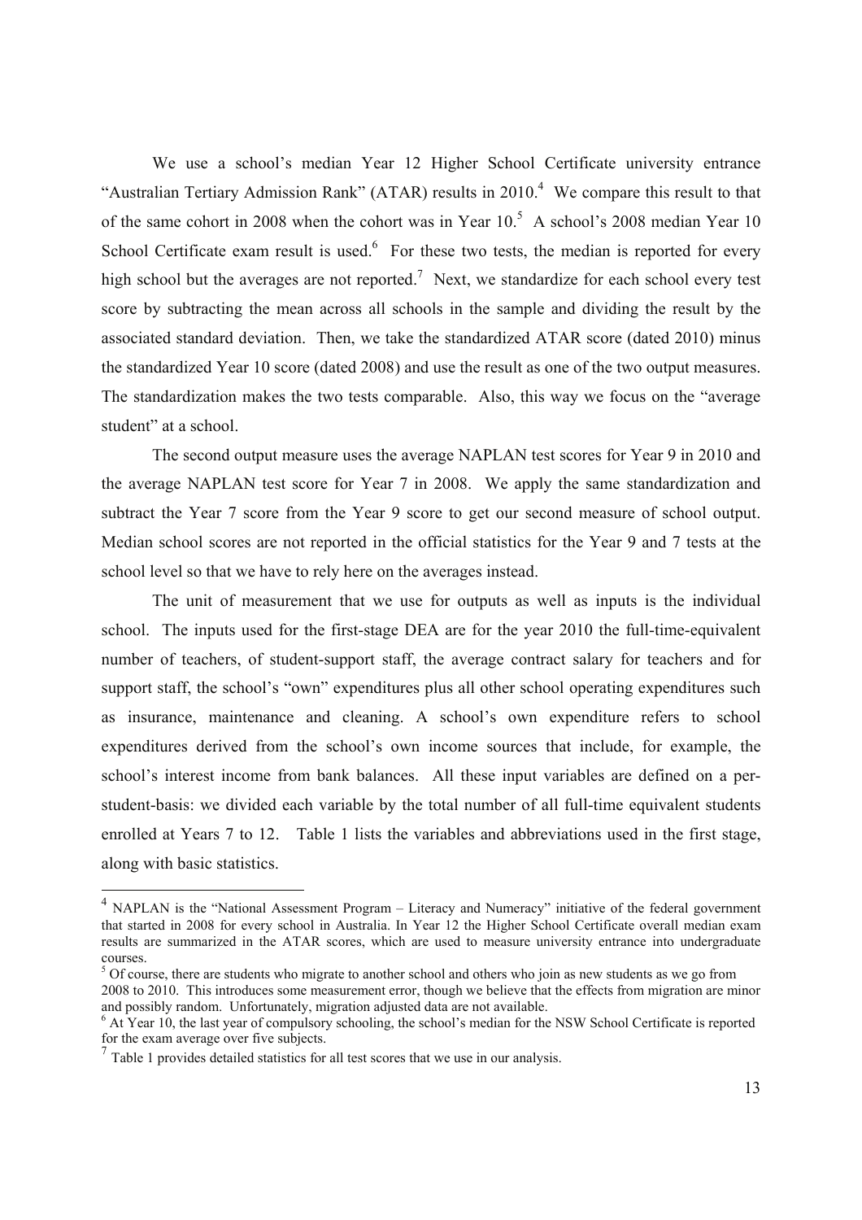We use a school's median Year 12 Higher School Certificate university entrance "Australian Tertiary Admission Rank" (ATAR) results in 2010.[4] We compare this result to that of the same cohort in 2008 when the cohort was in Year 10.[5] A school's 2008 median Year 10 School Certificate exam result is used.[6] For these two tests, the median is reported for every high school but the averages are not reported.[7] Next, we standardize for each school every test score by subtracting the mean across all schools in the sample and dividing the result by the associated standard deviation. Then, we take the standardized ATAR score (dated 2010) minus the standardized Year 10 score (dated 2008) and use the result as one of the two output measures. The standardization makes the two tests comparable. Also, this way we focus on the "average student" at a school.

The second output measure uses the average NAPLAN test scores for Year 9 in 2010 and the average NAPLAN test score for Year 7 in 2008. We apply the same standardization and subtract the Year 7 score from the Year 9 score to get our second measure of school output. Median school scores are not reported in the official statistics for the Year 9 and 7 tests at the school level so that we have to rely here on the averages instead.

The unit of measurement that we use for outputs as well as inputs is the individual school. The inputs used for the first-stage DEA are for the year 2010 the full-time-equivalent number of teachers, of student-support staff, the average contract salary for teachers and for support staff, the school's "own" expenditures plus all other school operating expenditures such as insurance, maintenance and cleaning. A school's own expenditure refers to school expenditures derived from the school's own income sources that include, for example, the school's interest income from bank balances. All these input variables are defined on a per-student-basis: we divided each variable by the total number of all full-time equivalent students enrolled at Years 7 to 12. Table 1 lists the variables and abbreviations used in the first stage, along with basic statistics.

---

[4] NAPLAN is the "National Assessment Program – Literacy and Numeracy" initiative of the federal government that started in 2008 for every school in Australia. In Year 12 the Higher School Certificate overall median exam results are summarized in the ATAR scores, which are used to measure university entrance into undergraduate courses.

[5] Of course, there are students who migrate to another school and others who join as new students as we go from 2008 to 2010. This introduces some measurement error, though we believe that the effects from migration are minor and possibly random. Unfortunately, migration adjusted data are not available.

[6] At Year 10, the last year of compulsory schooling, the school's median for the NSW School Certificate is reported for the exam average over five subjects.

[7] Table 1 provides detailed statistics for all test scores that we use in our analysis.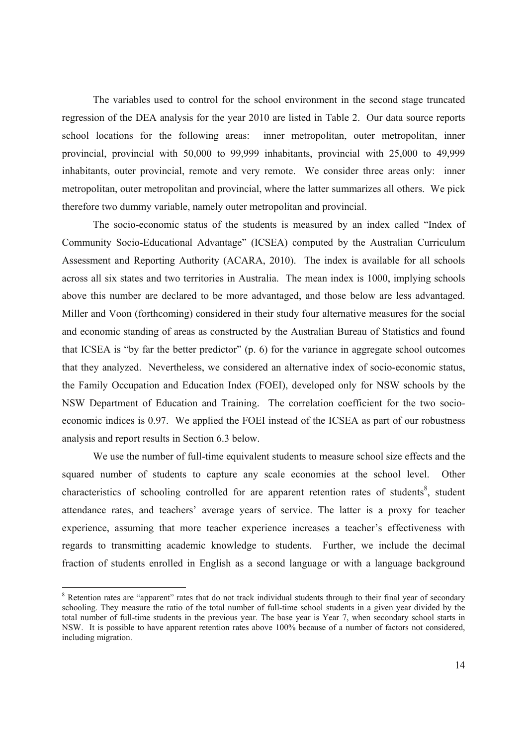The variables used to control for the school environment in the second stage truncated regression of the DEA analysis for the year 2010 are listed in Table 2. Our data source reports school locations for the following areas: inner metropolitan, outer metropolitan, inner provincial, provincial with 50,000 to 99,999 inhabitants, provincial with 25,000 to 49,999 inhabitants, outer provincial, remote and very remote. We consider three areas only: inner metropolitan, outer metropolitan and provincial, where the latter summarizes all others. We pick therefore two dummy variable, namely outer metropolitan and provincial.

The socio-economic status of the students is measured by an index called "Index of Community Socio-Educational Advantage" (ICSEA) computed by the Australian Curriculum Assessment and Reporting Authority (ACARA, 2010). The index is available for all schools across all six states and two territories in Australia. The mean index is 1000, implying schools above this number are declared to be more advantaged, and those below are less advantaged. Miller and Voon (forthcoming) considered in their study four alternative measures for the social and economic standing of areas as constructed by the Australian Bureau of Statistics and found that ICSEA is "by far the better predictor" (p. 6) for the variance in aggregate school outcomes that they analyzed. Nevertheless, we considered an alternative index of socio-economic status, the Family Occupation and Education Index (FOEI), developed only for NSW schools by the NSW Department of Education and Training. The correlation coefficient for the two socio-economic indices is 0.97. We applied the FOEI instead of the ICSEA as part of our robustness analysis and report results in Section 6.3 below.

We use the number of full-time equivalent students to measure school size effects and the squared number of students to capture any scale economies at the school level. Other characteristics of schooling controlled for are apparent retention rates of students[8], student attendance rates, and teachers' average years of service. The latter is a proxy for teacher experience, assuming that more teacher experience increases a teacher's effectiveness with regards to transmitting academic knowledge to students. Further, we include the decimal fraction of students enrolled in English as a second language or with a language background

[8] Retention rates are "apparent" rates that do not track individual students through to their final year of secondary schooling. They measure the ratio of the total number of full-time school students in a given year divided by the total number of full-time students in the previous year. The base year is Year 7, when secondary school starts in NSW. It is possible to have apparent retention rates above 100% because of a number of factors not considered, including migration.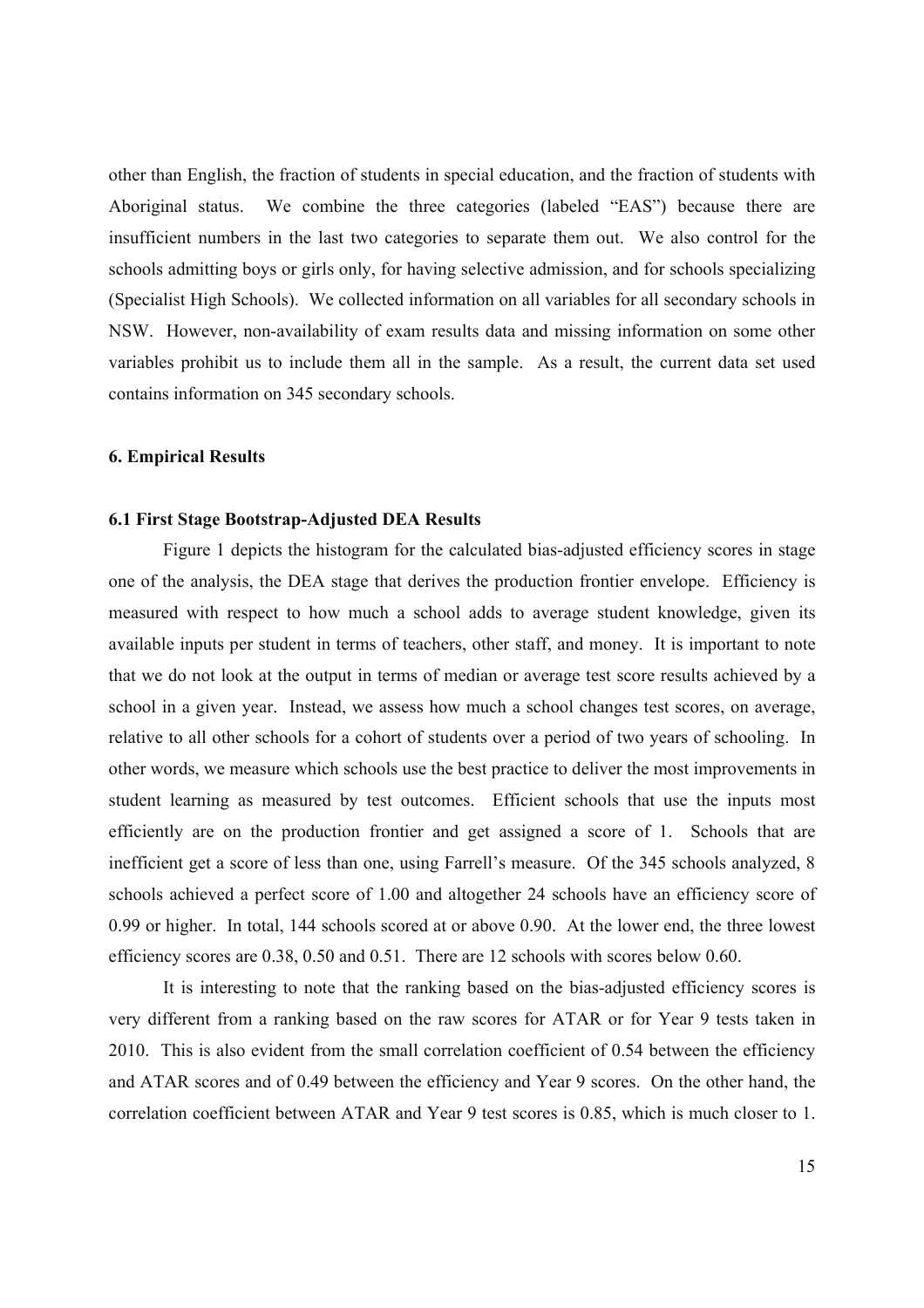other than English, the fraction of students in special education, and the fraction of students with Aboriginal status. We combine the three categories (labeled "EAS") because there are insufficient numbers in the last two categories to separate them out. We also control for the schools admitting boys or girls only, for having selective admission, and for schools specializing (Specialist High Schools). We collected information on all variables for all secondary schools in NSW. However, non-availability of exam results data and missing information on some other variables prohibit us to include them all in the sample. As a result, the current data set used contains information on 345 secondary schools.

### 6. Empirical Results

#### 6.1 First Stage Bootstrap-Adjusted DEA Results

Figure 1 depicts the histogram for the calculated bias-adjusted efficiency scores in stage one of the analysis, the DEA stage that derives the production frontier envelope. Efficiency is measured with respect to how much a school adds to average student knowledge, given its available inputs per student in terms of teachers, other staff, and money. It is important to note that we do not look at the output in terms of median or average test score results achieved by a school in a given year. Instead, we assess how much a school changes test scores, on average, relative to all other schools for a cohort of students over a period of two years of schooling. In other words, we measure which schools use the best practice to deliver the most improvements in student learning as measured by test outcomes. Efficient schools that use the inputs most efficiently are on the production frontier and get assigned a score of 1. Schools that are inefficient get a score of less than one, using Farrell's measure. Of the 345 schools analyzed, 8 schools achieved a perfect score of 1.00 and altogether 24 schools have an efficiency score of 0.99 or higher. In total, 144 schools scored at or above 0.90. At the lower end, the three lowest efficiency scores are 0.38, 0.50 and 0.51. There are 12 schools with scores below 0.60.

It is interesting to note that the ranking based on the bias-adjusted efficiency scores is very different from a ranking based on the raw scores for ATAR or for Year 9 tests taken in 2010. This is also evident from the small correlation coefficient of 0.54 between the efficiency and ATAR scores and of 0.49 between the efficiency and Year 9 scores. On the other hand, the correlation coefficient between ATAR and Year 9 test scores is 0.85, which is much closer to 1.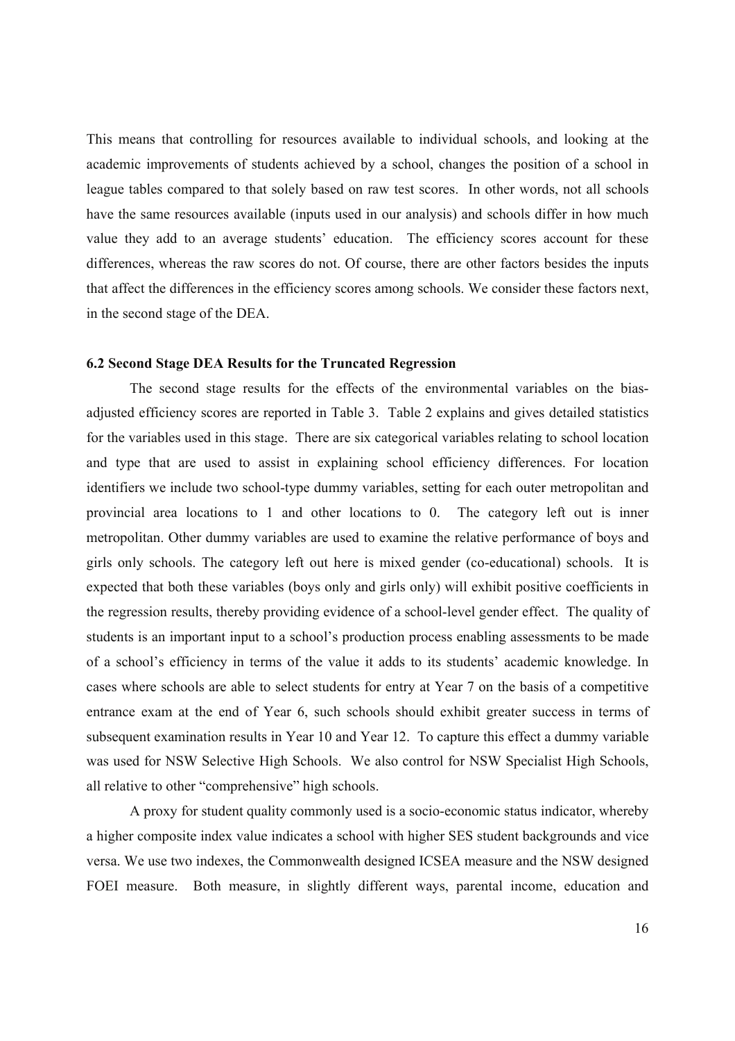This means that controlling for resources available to individual schools, and looking at the academic improvements of students achieved by a school, changes the position of a school in league tables compared to that solely based on raw test scores. In other words, not all schools have the same resources available (inputs used in our analysis) and schools differ in how much value they add to an average students' education. The efficiency scores account for these differences, whereas the raw scores do not. Of course, there are other factors besides the inputs that affect the differences in the efficiency scores among schools. We consider these factors next, in the second stage of the DEA.

### 6.2 Second Stage DEA Results for the Truncated Regression

The second stage results for the effects of the environmental variables on the bias-adjusted efficiency scores are reported in Table 3. Table 2 explains and gives detailed statistics for the variables used in this stage. There are six categorical variables relating to school location and type that are used to assist in explaining school efficiency differences. For location identifiers we include two school-type dummy variables, setting for each outer metropolitan and provincial area locations to 1 and other locations to 0. The category left out is inner metropolitan. Other dummy variables are used to examine the relative performance of boys and girls only schools. The category left out here is mixed gender (co-educational) schools. It is expected that both these variables (boys only and girls only) will exhibit positive coefficients in the regression results, thereby providing evidence of a school-level gender effect. The quality of students is an important input to a school's production process enabling assessments to be made of a school's efficiency in terms of the value it adds to its students' academic knowledge. In cases where schools are able to select students for entry at Year 7 on the basis of a competitive entrance exam at the end of Year 6, such schools should exhibit greater success in terms of subsequent examination results in Year 10 and Year 12. To capture this effect a dummy variable was used for NSW Selective High Schools. We also control for NSW Specialist High Schools, all relative to other "comprehensive" high schools.

A proxy for student quality commonly used is a socio-economic status indicator, whereby a higher composite index value indicates a school with higher SES student backgrounds and vice versa. We use two indexes, the Commonwealth designed ICSEA measure and the NSW designed FOEI measure. Both measure, in slightly different ways, parental income, education and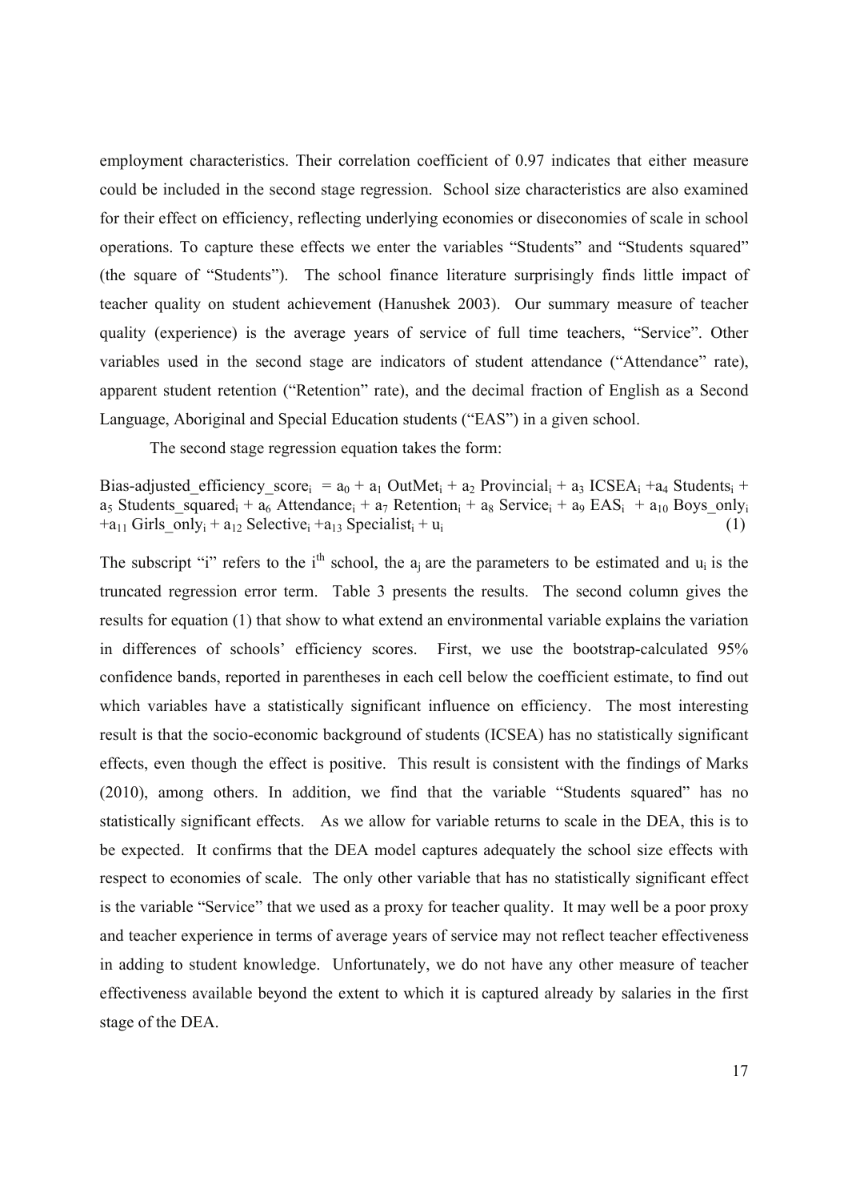employment characteristics. Their correlation coefficient of 0.97 indicates that either measure could be included in the second stage regression. School size characteristics are also examined for their effect on efficiency, reflecting underlying economies or diseconomies of scale in school operations. To capture these effects we enter the variables "Students" and "Students squared" (the square of "Students"). The school finance literature surprisingly finds little impact of teacher quality on student achievement (Hanushek 2003). Our summary measure of teacher quality (experience) is the average years of service of full time teachers, "Service". Other variables used in the second stage are indicators of student attendance ("Attendance" rate), apparent student retention ("Retention" rate), and the decimal fraction of English as a Second Language, Aboriginal and Special Education students ("EAS") in a given school.

The second stage regression equation takes the form:

$$\text{Bias-adjusted\_efficiency\_score}_i = a_0 + a_1\,\text{OutMet}_i + a_2\,\text{Provincial}_i + a_3\,\text{ICSEA}_i + a_4\,\text{Students}_i + a_5\,\text{Students\_squared}_i + a_6\,\text{Attendance}_i + a_7\,\text{Retention}_i + a_8\,\text{Service}_i + a_9\,\text{EAS}_i + a_{10}\,\text{Boys\_only}_i + a_{11}\,\text{Girls\_only}_i + a_{12}\,\text{Selective}_i + a_{13}\,\text{Specialist}_i + u_i \quad (1)$$

The subscript "i" refers to the $i^{th}$ school, the $a_j$ are the parameters to be estimated and $u_i$ is the truncated regression error term. Table 3 presents the results. The second column gives the results for equation (1) that show to what extend an environmental variable explains the variation in differences of schools' efficiency scores. First, we use the bootstrap-calculated 95% confidence bands, reported in parentheses in each cell below the coefficient estimate, to find out which variables have a statistically significant influence on efficiency. The most interesting result is that the socio-economic background of students (ICSEA) has no statistically significant effects, even though the effect is positive. This result is consistent with the findings of Marks (2010), among others. In addition, we find that the variable "Students squared" has no statistically significant effects. As we allow for variable returns to scale in the DEA, this is to be expected. It confirms that the DEA model captures adequately the school size effects with respect to economies of scale. The only other variable that has no statistically significant effect is the variable "Service" that we used as a proxy for teacher quality. It may well be a poor proxy and teacher experience in terms of average years of service may not reflect teacher effectiveness in adding to student knowledge. Unfortunately, we do not have any other measure of teacher effectiveness available beyond the extent to which it is captured already by salaries in the first stage of the DEA.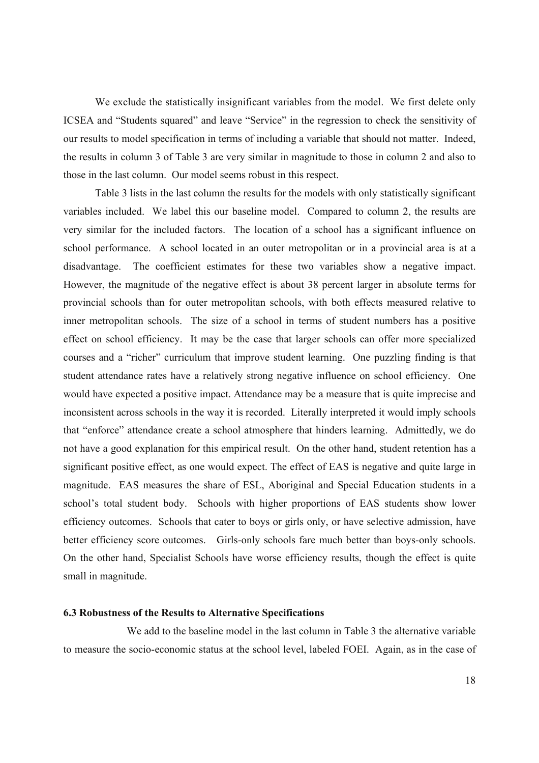We exclude the statistically insignificant variables from the model. We first delete only ICSEA and "Students squared" and leave "Service" in the regression to check the sensitivity of our results to model specification in terms of including a variable that should not matter. Indeed, the results in column 3 of Table 3 are very similar in magnitude to those in column 2 and also to those in the last column. Our model seems robust in this respect.

Table 3 lists in the last column the results for the models with only statistically significant variables included. We label this our baseline model. Compared to column 2, the results are very similar for the included factors. The location of a school has a significant influence on school performance. A school located in an outer metropolitan or in a provincial area is at a disadvantage. The coefficient estimates for these two variables show a negative impact. However, the magnitude of the negative effect is about 38 percent larger in absolute terms for provincial schools than for outer metropolitan schools, with both effects measured relative to inner metropolitan schools. The size of a school in terms of student numbers has a positive effect on school efficiency. It may be the case that larger schools can offer more specialized courses and a "richer" curriculum that improve student learning. One puzzling finding is that student attendance rates have a relatively strong negative influence on school efficiency. One would have expected a positive impact. Attendance may be a measure that is quite imprecise and inconsistent across schools in the way it is recorded. Literally interpreted it would imply schools that "enforce" attendance create a school atmosphere that hinders learning. Admittedly, we do not have a good explanation for this empirical result. On the other hand, student retention has a significant positive effect, as one would expect. The effect of EAS is negative and quite large in magnitude. EAS measures the share of ESL, Aboriginal and Special Education students in a school's total student body. Schools with higher proportions of EAS students show lower efficiency outcomes. Schools that cater to boys or girls only, or have selective admission, have better efficiency score outcomes. Girls-only schools fare much better than boys-only schools. On the other hand, Specialist Schools have worse efficiency results, though the effect is quite small in magnitude.

### 6.3 Robustness of the Results to Alternative Specifications

We add to the baseline model in the last column in Table 3 the alternative variable to measure the socio-economic status at the school level, labeled FOEI. Again, as in the case of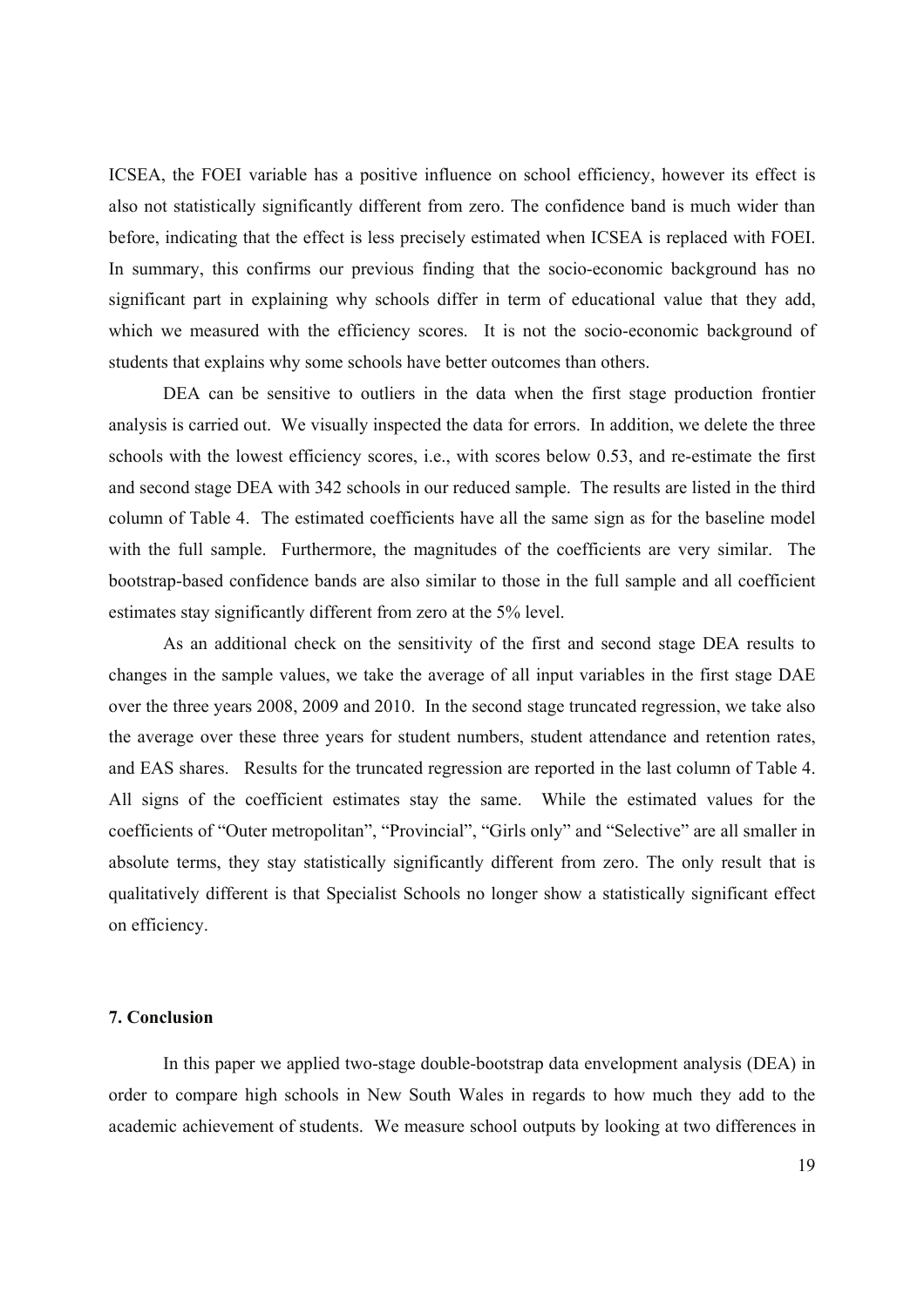ICSEA, the FOEI variable has a positive influence on school efficiency, however its effect is also not statistically significantly different from zero. The confidence band is much wider than before, indicating that the effect is less precisely estimated when ICSEA is replaced with FOEI. In summary, this confirms our previous finding that the socio-economic background has no significant part in explaining why schools differ in term of educational value that they add, which we measured with the efficiency scores. It is not the socio-economic background of students that explains why some schools have better outcomes than others.

DEA can be sensitive to outliers in the data when the first stage production frontier analysis is carried out. We visually inspected the data for errors. In addition, we delete the three schools with the lowest efficiency scores, i.e., with scores below 0.53, and re-estimate the first and second stage DEA with 342 schools in our reduced sample. The results are listed in the third column of Table 4. The estimated coefficients have all the same sign as for the baseline model with the full sample. Furthermore, the magnitudes of the coefficients are very similar. The bootstrap-based confidence bands are also similar to those in the full sample and all coefficient estimates stay significantly different from zero at the 5% level.

As an additional check on the sensitivity of the first and second stage DEA results to changes in the sample values, we take the average of all input variables in the first stage DAE over the three years 2008, 2009 and 2010. In the second stage truncated regression, we take also the average over these three years for student numbers, student attendance and retention rates, and EAS shares. Results for the truncated regression are reported in the last column of Table 4. All signs of the coefficient estimates stay the same. While the estimated values for the coefficients of "Outer metropolitan", "Provincial", "Girls only" and "Selective" are all smaller in absolute terms, they stay statistically significantly different from zero. The only result that is qualitatively different is that Specialist Schools no longer show a statistically significant effect on efficiency.

## 7. Conclusion

In this paper we applied two-stage double-bootstrap data envelopment analysis (DEA) in order to compare high schools in New South Wales in regards to how much they add to the academic achievement of students. We measure school outputs by looking at two differences in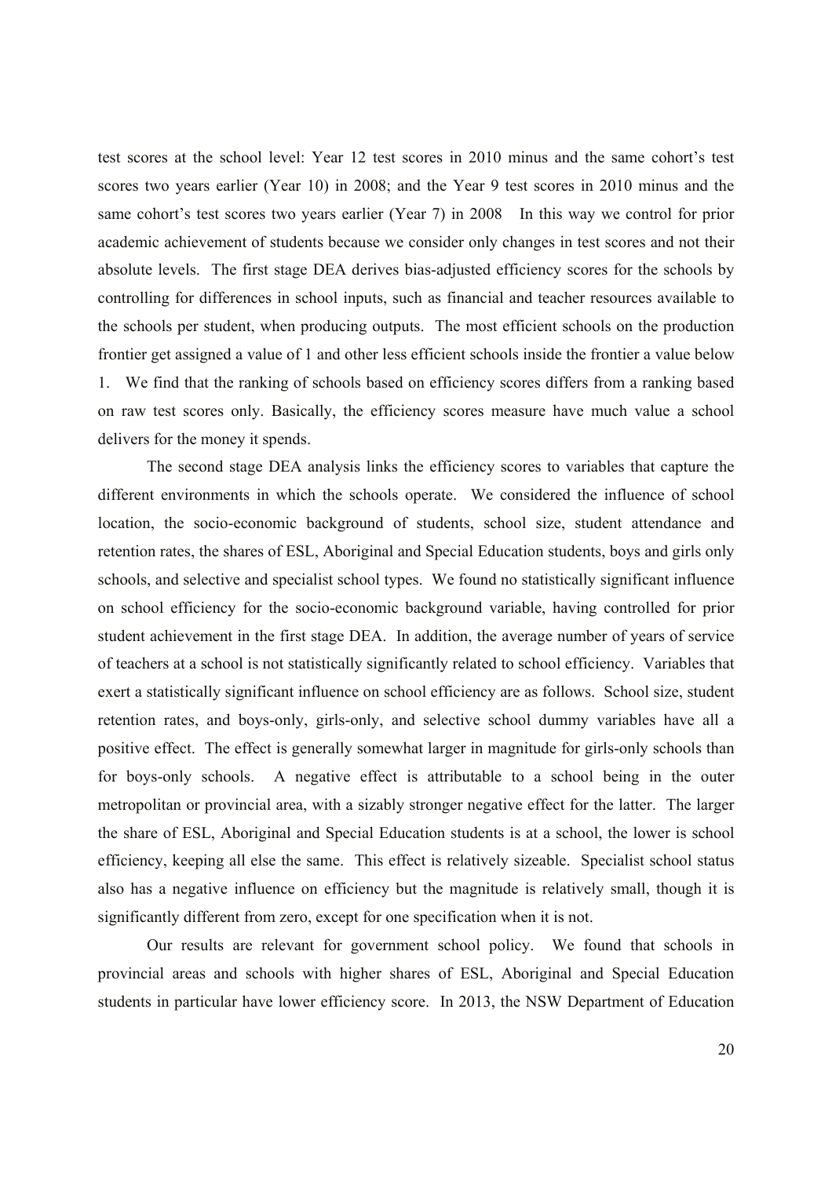test scores at the school level: Year 12 test scores in 2010 minus and the same cohort's test scores two years earlier (Year 10) in 2008; and the Year 9 test scores in 2010 minus and the same cohort's test scores two years earlier (Year 7) in 2008   In this way we control for prior academic achievement of students because we consider only changes in test scores and not their absolute levels. The first stage DEA derives bias-adjusted efficiency scores for the schools by controlling for differences in school inputs, such as financial and teacher resources available to the schools per student, when producing outputs. The most efficient schools on the production frontier get assigned a value of 1 and other less efficient schools inside the frontier a value below 1. We find that the ranking of schools based on efficiency scores differs from a ranking based on raw test scores only. Basically, the efficiency scores measure have much value a school delivers for the money it spends.

The second stage DEA analysis links the efficiency scores to variables that capture the different environments in which the schools operate. We considered the influence of school location, the socio-economic background of students, school size, student attendance and retention rates, the shares of ESL, Aboriginal and Special Education students, boys and girls only schools, and selective and specialist school types. We found no statistically significant influence on school efficiency for the socio-economic background variable, having controlled for prior student achievement in the first stage DEA. In addition, the average number of years of service of teachers at a school is not statistically significantly related to school efficiency. Variables that exert a statistically significant influence on school efficiency are as follows. School size, student retention rates, and boys-only, girls-only, and selective school dummy variables have all a positive effect. The effect is generally somewhat larger in magnitude for girls-only schools than for boys-only schools. A negative effect is attributable to a school being in the outer metropolitan or provincial area, with a sizably stronger negative effect for the latter. The larger the share of ESL, Aboriginal and Special Education students is at a school, the lower is school efficiency, keeping all else the same. This effect is relatively sizeable. Specialist school status also has a negative influence on efficiency but the magnitude is relatively small, though it is significantly different from zero, except for one specification when it is not.

Our results are relevant for government school policy. We found that schools in provincial areas and schools with higher shares of ESL, Aboriginal and Special Education students in particular have lower efficiency score. In 2013, the NSW Department of Education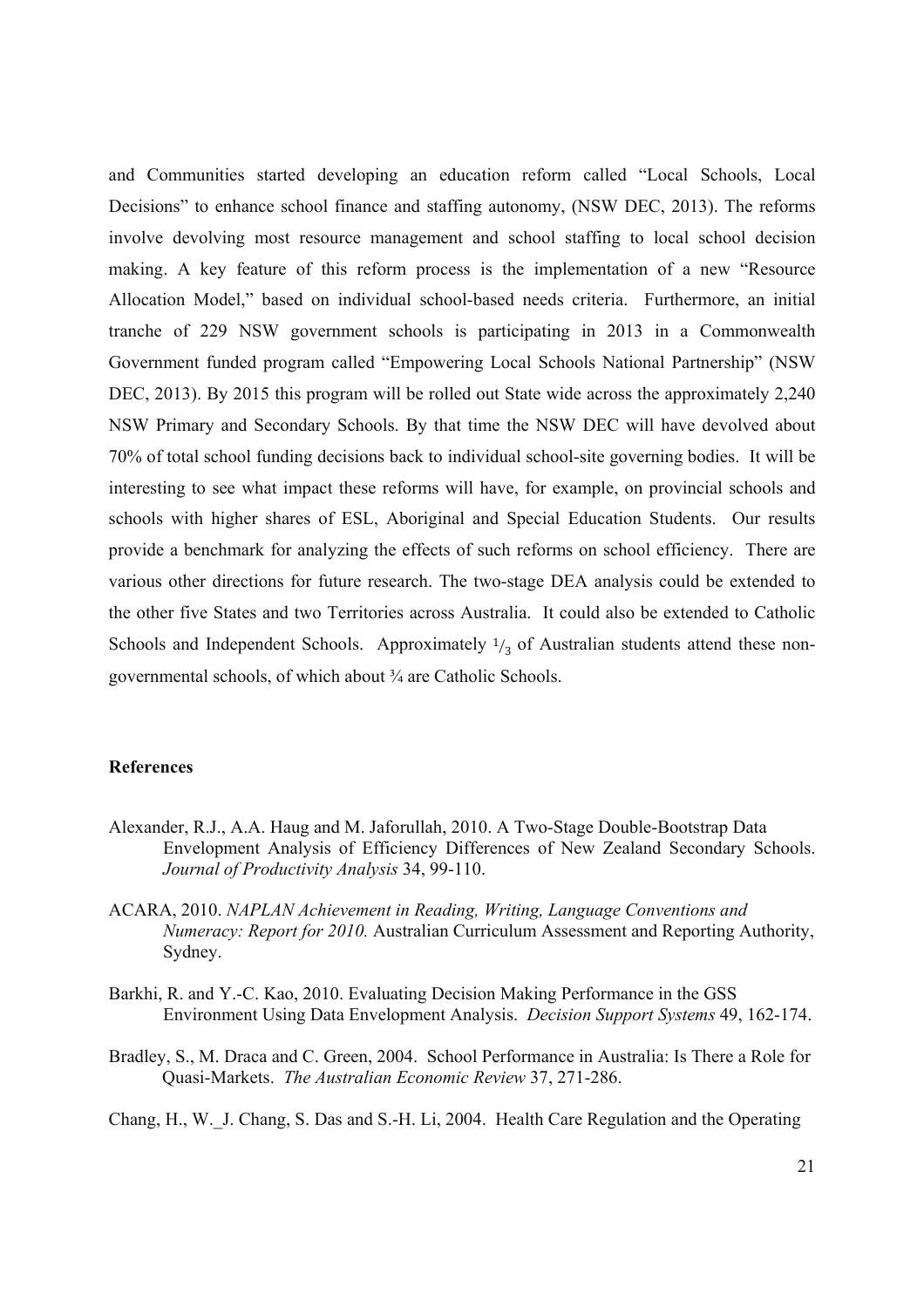and Communities started developing an education reform called "Local Schools, Local Decisions" to enhance school finance and staffing autonomy, (NSW DEC, 2013). The reforms involve devolving most resource management and school staffing to local school decision making. A key feature of this reform process is the implementation of a new "Resource Allocation Model," based on individual school-based needs criteria. Furthermore, an initial tranche of 229 NSW government schools is participating in 2013 in a Commonwealth Government funded program called "Empowering Local Schools National Partnership" (NSW DEC, 2013). By 2015 this program will be rolled out State wide across the approximately 2,240 NSW Primary and Secondary Schools. By that time the NSW DEC will have devolved about 70% of total school funding decisions back to individual school-site governing bodies. It will be interesting to see what impact these reforms will have, for example, on provincial schools and schools with higher shares of ESL, Aboriginal and Special Education Students. Our results provide a benchmark for analyzing the effects of such reforms on school efficiency. There are various other directions for future research. The two-stage DEA analysis could be extended to the other five States and two Territories across Australia. It could also be extended to Catholic Schools and Independent Schools. Approximately $^1/_3$ of Australian students attend these non-governmental schools, of which about ¾ are Catholic Schools.

## References

Alexander, R.J., A.A. Haug and M. Jaforullah, 2010. A Two-Stage Double-Bootstrap Data Envelopment Analysis of Efficiency Differences of New Zealand Secondary Schools. *Journal of Productivity Analysis* 34, 99-110.

ACARA, 2010. *NAPLAN Achievement in Reading, Writing, Language Conventions and Numeracy: Report for 2010.* Australian Curriculum Assessment and Reporting Authority, Sydney.

Barkhi, R. and Y.-C. Kao, 2010. Evaluating Decision Making Performance in the GSS Environment Using Data Envelopment Analysis. *Decision Support Systems* 49, 162-174.

Bradley, S., M. Draca and C. Green, 2004. School Performance in Australia: Is There a Role for Quasi-Markets. *The Australian Economic Review* 37, 271-286.

Chang, H., W._J. Chang, S. Das and S.-H. Li, 2004. Health Care Regulation and the Operating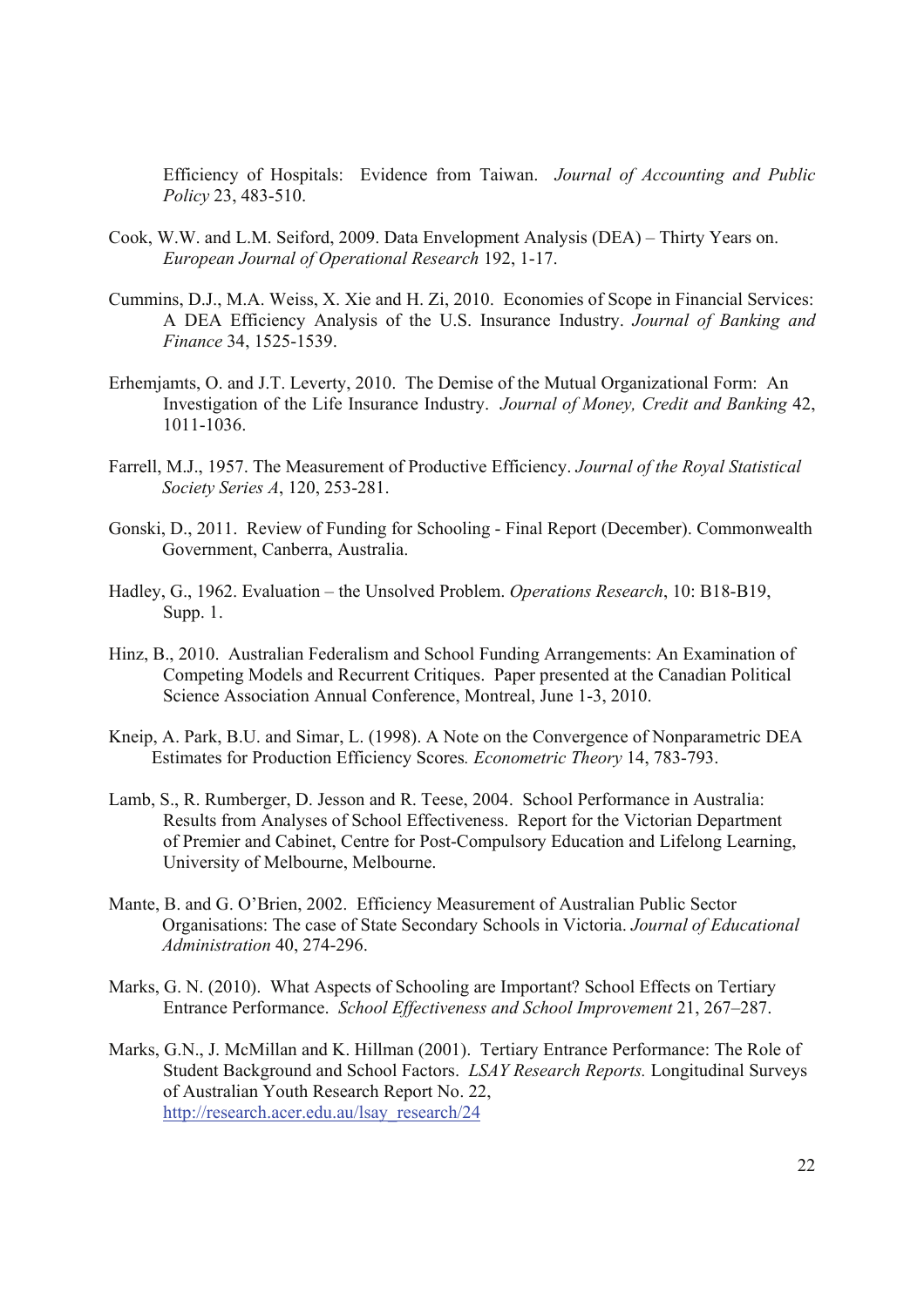Efficiency of Hospitals: Evidence from Taiwan. *Journal of Accounting and Public Policy* 23, 483-510.

Cook, W.W. and L.M. Seiford, 2009. Data Envelopment Analysis (DEA) – Thirty Years on. *European Journal of Operational Research* 192, 1-17.

Cummins, D.J., M.A. Weiss, X. Xie and H. Zi, 2010. Economies of Scope in Financial Services: A DEA Efficiency Analysis of the U.S. Insurance Industry. *Journal of Banking and Finance* 34, 1525-1539.

Erhemjamts, O. and J.T. Leverty, 2010. The Demise of the Mutual Organizational Form: An Investigation of the Life Insurance Industry. *Journal of Money, Credit and Banking* 42, 1011-1036.

Farrell, M.J., 1957. The Measurement of Productive Efficiency. *Journal of the Royal Statistical Society Series A*, 120, 253-281.

Gonski, D., 2011. Review of Funding for Schooling - Final Report (December). Commonwealth Government, Canberra, Australia.

Hadley, G., 1962. Evaluation – the Unsolved Problem. *Operations Research*, 10: B18-B19, Supp. 1.

Hinz, B., 2010. Australian Federalism and School Funding Arrangements: An Examination of Competing Models and Recurrent Critiques. Paper presented at the Canadian Political Science Association Annual Conference, Montreal, June 1-3, 2010.

Kneip, A. Park, B.U. and Simar, L. (1998). A Note on the Convergence of Nonparametric DEA Estimates for Production Efficiency Scores*. Econometric Theory* 14, 783-793.

Lamb, S., R. Rumberger, D. Jesson and R. Teese, 2004. School Performance in Australia: Results from Analyses of School Effectiveness. Report for the Victorian Department of Premier and Cabinet, Centre for Post-Compulsory Education and Lifelong Learning, University of Melbourne, Melbourne.

Mante, B. and G. O'Brien, 2002. Efficiency Measurement of Australian Public Sector Organisations: The case of State Secondary Schools in Victoria. *Journal of Educational Administration* 40, 274-296.

Marks, G. N. (2010). What Aspects of Schooling are Important? School Effects on Tertiary Entrance Performance. *School Effectiveness and School Improvement* 21, 267–287.

Marks, G.N., J. McMillan and K. Hillman (2001). Tertiary Entrance Performance: The Role of Student Background and School Factors. *LSAY Research Reports.* Longitudinal Surveys of Australian Youth Research Report No. 22, http://research.acer.edu.au/lsay_research/24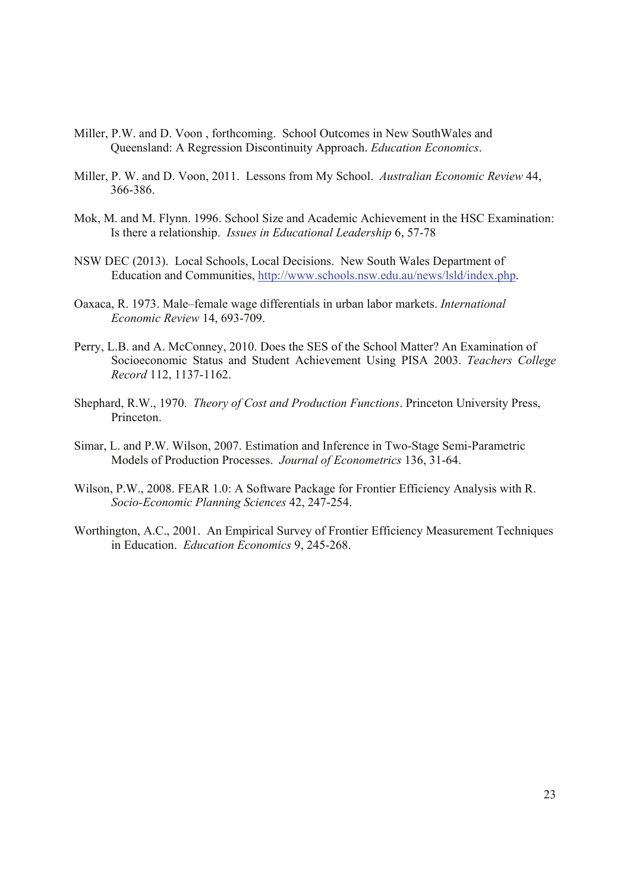Miller, P.W. and D. Voon , forthcoming. School Outcomes in New SouthWales and Queensland: A Regression Discontinuity Approach. *Education Economics*.

Miller, P. W. and D. Voon, 2011. Lessons from My School. *Australian Economic Review* 44, 366-386.

Mok, M. and M. Flynn. 1996. School Size and Academic Achievement in the HSC Examination: Is there a relationship. *Issues in Educational Leadership* 6, 57-78

NSW DEC (2013). Local Schools, Local Decisions. New South Wales Department of Education and Communities, http://www.schools.nsw.edu.au/news/lsld/index.php.

Oaxaca, R. 1973. Male–female wage differentials in urban labor markets. *International Economic Review* 14, 693-709.

Perry, L.B. and A. McConney, 2010. Does the SES of the School Matter? An Examination of Socioeconomic Status and Student Achievement Using PISA 2003. *Teachers College Record* 112, 1137-1162.

Shephard, R.W., 1970. *Theory of Cost and Production Functions*. Princeton University Press, Princeton.

Simar, L. and P.W. Wilson, 2007. Estimation and Inference in Two-Stage Semi-Parametric Models of Production Processes. *Journal of Econometrics* 136, 31-64.

Wilson, P.W., 2008. FEAR 1.0: A Software Package for Frontier Efficiency Analysis with R. *Socio-Economic Planning Sciences* 42, 247-254.

Worthington, A.C., 2001. An Empirical Survey of Frontier Efficiency Measurement Techniques in Education. *Education Economics* 9, 245-268.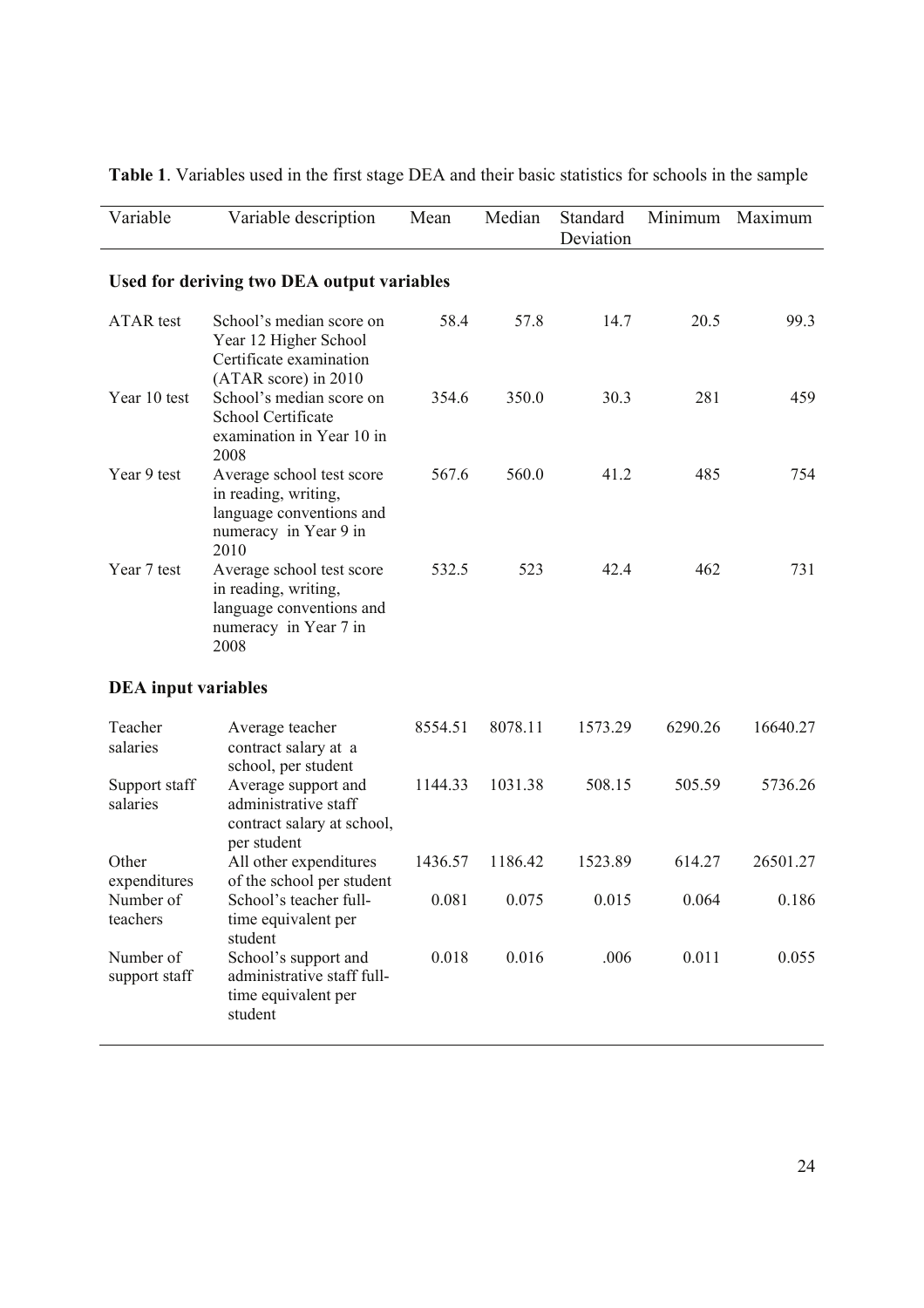**Table 1**. Variables used in the first stage DEA and their basic statistics for schools in the sample

| Variable | Variable description | Mean | Median | Standard Deviation | Minimum | Maximum |
|---|---|---|---|---|---|---|
| **Used for deriving two DEA output variables** | | | | | | |
| ATAR test | School's median score on Year 12 Higher School Certificate examination (ATAR score) in 2010 | 58.4 | 57.8 | 14.7 | 20.5 | 99.3 |
| Year 10 test | School's median score on School Certificate examination in Year 10 in 2008 | 354.6 | 350.0 | 30.3 | 281 | 459 |
| Year 9 test | Average school test score in reading, writing, language conventions and numeracy in Year 9 in 2010 | 567.6 | 560.0 | 41.2 | 485 | 754 |
| Year 7 test | Average school test score in reading, writing, language conventions and numeracy in Year 7 in 2008 | 532.5 | 523 | 42.4 | 462 | 731 |
| **DEA input variables** | | | | | | |
| Teacher salaries | Average teacher contract salary at a school, per student | 8554.51 | 8078.11 | 1573.29 | 6290.26 | 16640.27 |
| Support staff salaries | Average support and administrative staff contract salary at school, per student | 1144.33 | 1031.38 | 508.15 | 505.59 | 5736.26 |
| Other expenditures | All other expenditures of the school per student | 1436.57 | 1186.42 | 1523.89 | 614.27 | 26501.27 |
| Number of teachers | School's teacher full-time equivalent per student | 0.081 | 0.075 | 0.015 | 0.064 | 0.186 |
| Number of support staff | School's support and administrative staff full-time equivalent per student | 0.018 | 0.016 | .006 | 0.011 | 0.055 |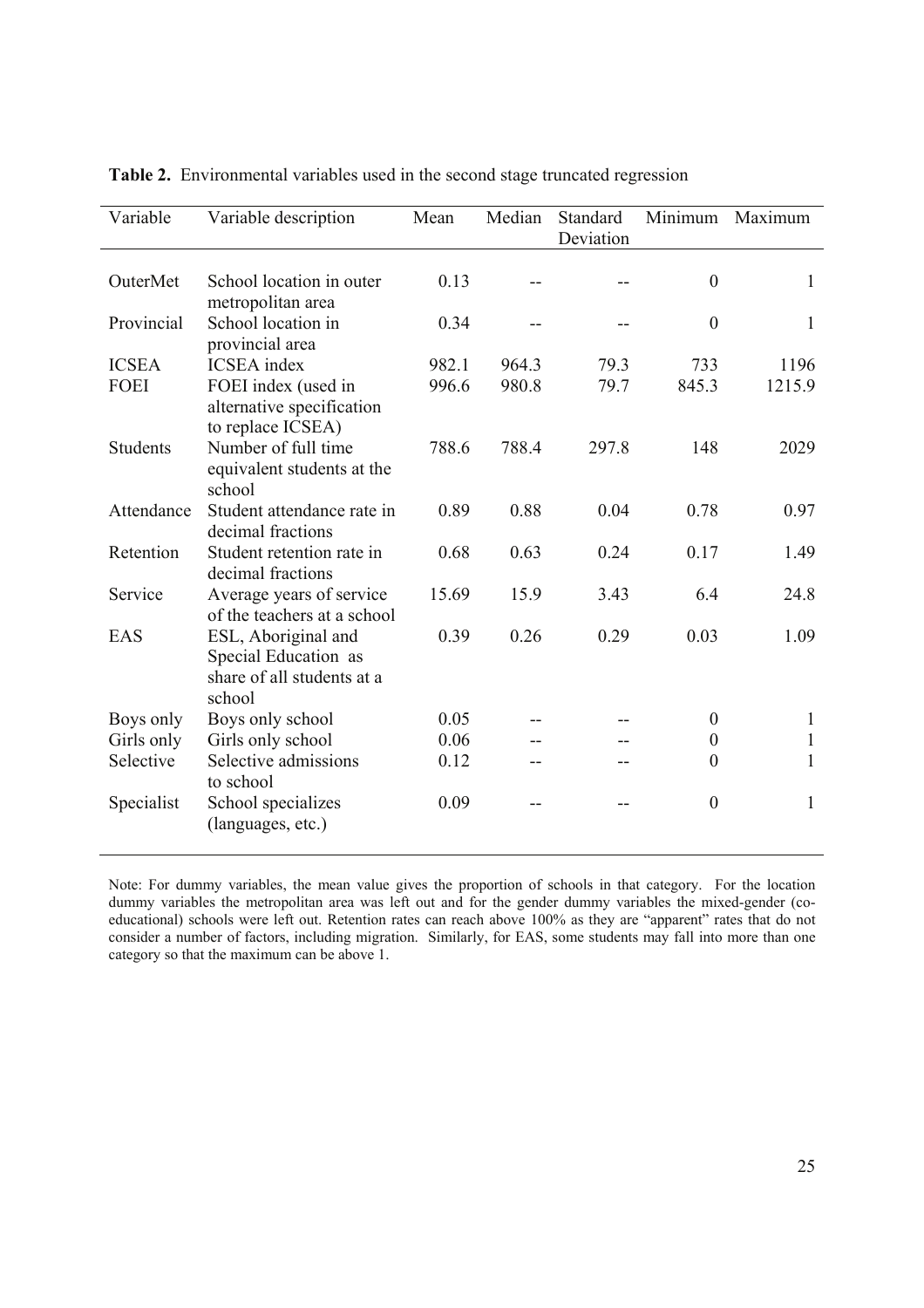**Table 2.** Environmental variables used in the second stage truncated regression

| Variable | Variable description | Mean | Median | Standard Deviation | Minimum | Maximum |
|---|---|---|---|---|---|---|
| OuterMet | School location in outer metropolitan area | 0.13 | -- | -- | 0 | 1 |
| Provincial | School location in provincial area | 0.34 | -- | -- | 0 | 1 |
| ICSEA | ICSEA index | 982.1 | 964.3 | 79.3 | 733 | 1196 |
| FOEI | FOEI index (used in alternative specification to replace ICSEA) | 996.6 | 980.8 | 79.7 | 845.3 | 1215.9 |
| Students | Number of full time equivalent students at the school | 788.6 | 788.4 | 297.8 | 148 | 2029 |
| Attendance | Student attendance rate in decimal fractions | 0.89 | 0.88 | 0.04 | 0.78 | 0.97 |
| Retention | Student retention rate in decimal fractions | 0.68 | 0.63 | 0.24 | 0.17 | 1.49 |
| Service | Average years of service of the teachers at a school | 15.69 | 15.9 | 3.43 | 6.4 | 24.8 |
| EAS | ESL, Aboriginal and Special Education as share of all students at a school | 0.39 | 0.26 | 0.29 | 0.03 | 1.09 |
| Boys only | Boys only school | 0.05 | -- | -- | 0 | 1 |
| Girls only | Girls only school | 0.06 | -- | -- | 0 | 1 |
| Selective | Selective admissions to school | 0.12 | -- | -- | 0 | 1 |
| Specialist | School specializes (languages, etc.) | 0.09 | -- | -- | 0 | 1 |

Note: For dummy variables, the mean value gives the proportion of schools in that category. For the location dummy variables the metropolitan area was left out and for the gender dummy variables the mixed-gender (co-educational) schools were left out. Retention rates can reach above 100% as they are "apparent" rates that do not consider a number of factors, including migration. Similarly, for EAS, some students may fall into more than one category so that the maximum can be above 1.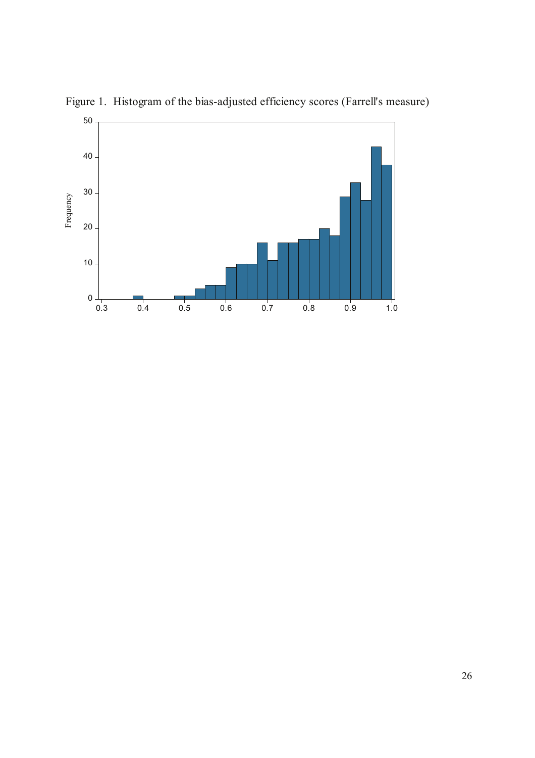Figure 1. Histogram of the bias-adjusted efficiency scores (Farrell's measure)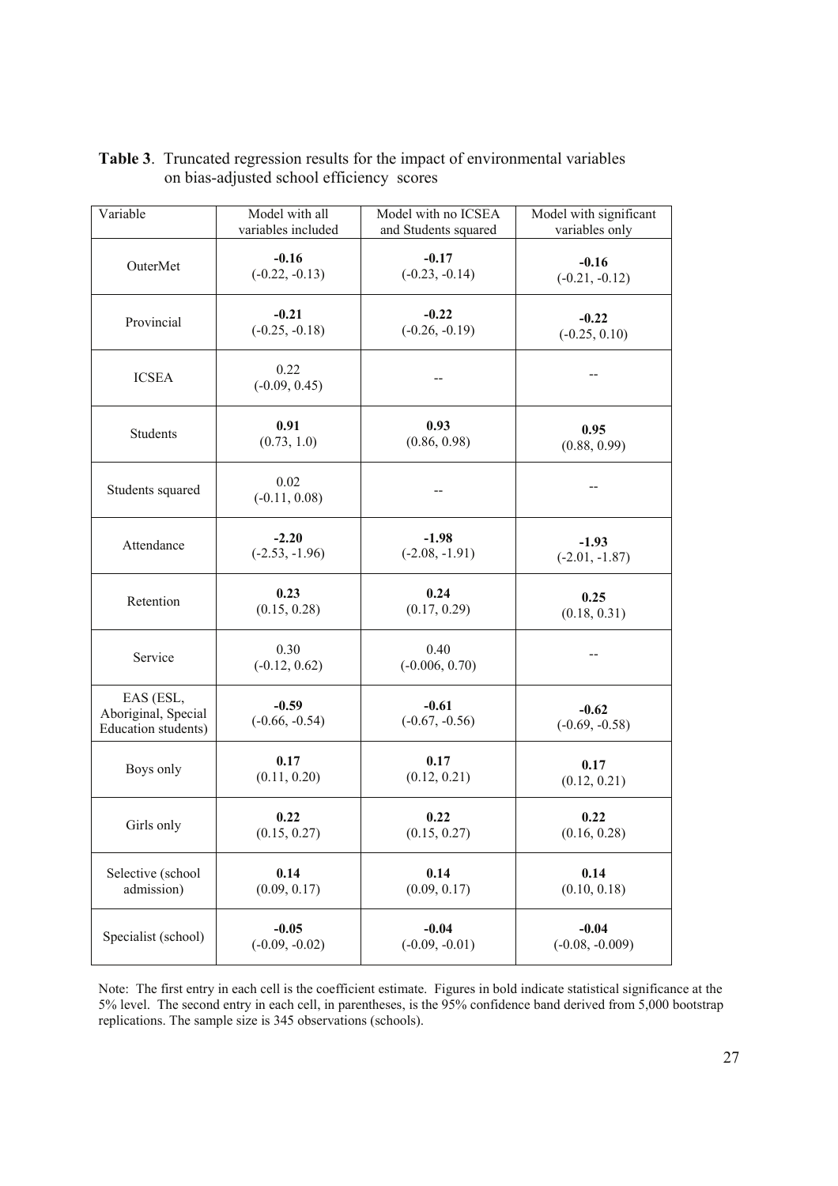**Table 3**. Truncated regression results for the impact of environmental variables on bias-adjusted school efficiency scores

| Variable | Model with all variables included | Model with no ICSEA and Students squared | Model with significant variables only |
|---|---|---|---|
| OuterMet | **-0.16** (-0.22, -0.13) | **-0.17** (-0.23, -0.14) | **-0.16** (-0.21, -0.12) |
| Provincial | **-0.21** (-0.25, -0.18) | **-0.22** (-0.26, -0.19) | **-0.22** (-0.25, 0.10) |
| ICSEA | 0.22 (-0.09, 0.45) | -- | -- |
| Students | **0.91** (0.73, 1.0) | **0.93** (0.86, 0.98) | **0.95** (0.88, 0.99) |
| Students squared | 0.02 (-0.11, 0.08) | -- | -- |
| Attendance | **-2.20** (-2.53, -1.96) | **-1.98** (-2.08, -1.91) | **-1.93** (-2.01, -1.87) |
| Retention | **0.23** (0.15, 0.28) | **0.24** (0.17, 0.29) | **0.25** (0.18, 0.31) |
| Service | 0.30 (-0.12, 0.62) | 0.40 (-0.006, 0.70) | -- |
| EAS (ESL, Aboriginal, Special Education students) | **-0.59** (-0.66, -0.54) | **-0.61** (-0.67, -0.56) | **-0.62** (-0.69, -0.58) |
| Boys only | **0.17** (0.11, 0.20) | **0.17** (0.12, 0.21) | **0.17** (0.12, 0.21) |
| Girls only | **0.22** (0.15, 0.27) | **0.22** (0.15, 0.27) | **0.22** (0.16, 0.28) |
| Selective (school admission) | **0.14** (0.09, 0.17) | **0.14** (0.09, 0.17) | **0.14** (0.10, 0.18) |
| Specialist (school) | **-0.05** (-0.09, -0.02) | **-0.04** (-0.09, -0.01) | **-0.04** (-0.08, -0.009) |

Note: The first entry in each cell is the coefficient estimate. Figures in bold indicate statistical significance at the 5% level. The second entry in each cell, in parentheses, is the 95% confidence band derived from 5,000 bootstrap replications. The sample size is 345 observations (schools).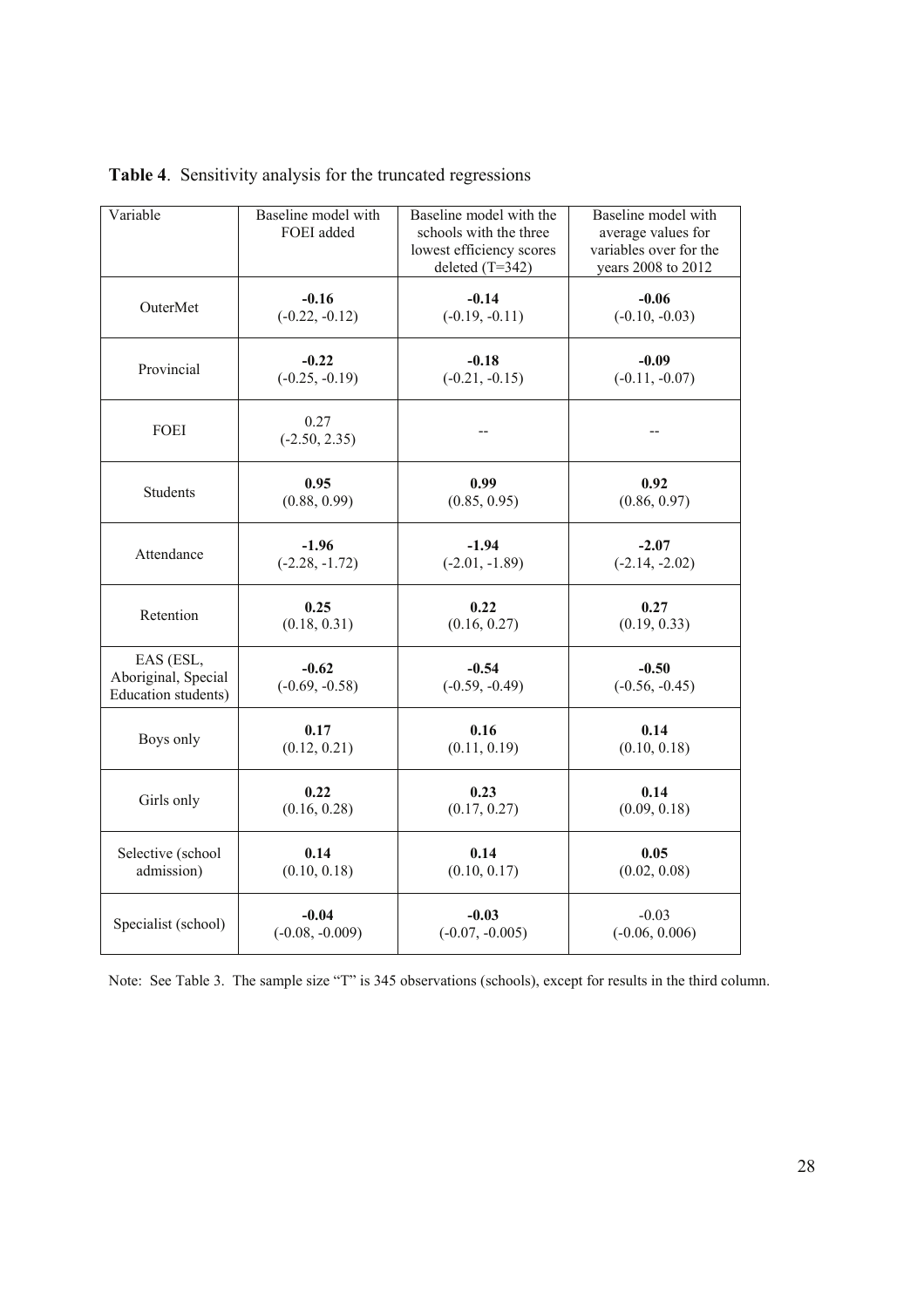**Table 4**. Sensitivity analysis for the truncated regressions

| Variable | Baseline model with FOEI added | Baseline model with the schools with the three lowest efficiency scores deleted (T=342) | Baseline model with average values for variables over for the years 2008 to 2012 |
|---|---|---|---|
| OuterMet | **-0.16** (-0.22, -0.12) | **-0.14** (-0.19, -0.11) | **-0.06** (-0.10, -0.03) |
| Provincial | **-0.22** (-0.25, -0.19) | **-0.18** (-0.21, -0.15) | **-0.09** (-0.11, -0.07) |
| FOEI | 0.27 (-2.50, 2.35) | -- | -- |
| Students | **0.95** (0.88, 0.99) | **0.99** (0.85, 0.95) | **0.92** (0.86, 0.97) |
| Attendance | **-1.96** (-2.28, -1.72) | **-1.94** (-2.01, -1.89) | **-2.07** (-2.14, -2.02) |
| Retention | **0.25** (0.18, 0.31) | **0.22** (0.16, 0.27) | **0.27** (0.19, 0.33) |
| EAS (ESL, Aboriginal, Special Education students) | **-0.62** (-0.69, -0.58) | **-0.54** (-0.59, -0.49) | **-0.50** (-0.56, -0.45) |
| Boys only | **0.17** (0.12, 0.21) | **0.16** (0.11, 0.19) | **0.14** (0.10, 0.18) |
| Girls only | **0.22** (0.16, 0.28) | **0.23** (0.17, 0.27) | **0.14** (0.09, 0.18) |
| Selective (school admission) | **0.14** (0.10, 0.18) | **0.14** (0.10, 0.17) | **0.05** (0.02, 0.08) |
| Specialist (school) | **-0.04** (-0.08, -0.009) | **-0.03** (-0.07, -0.005) | -0.03 (-0.06, 0.006) |

Note: See Table 3. The sample size "T" is 345 observations (schools), except for results in the third column.